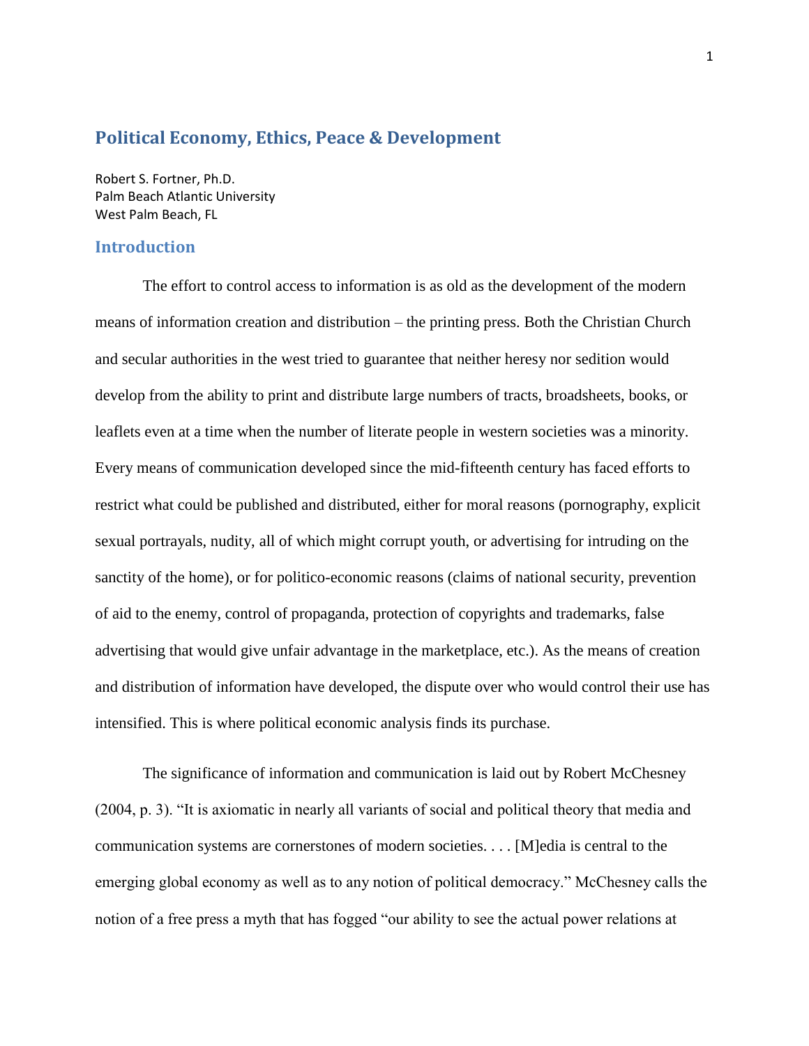# Political Economy, Ethics, Peace & Development

Robert S. Fortner, Ph.D.
Palm Beach Atlantic University
West Palm Beach, FL

## Introduction

The effort to control access to information is as old as the development of the modern means of information creation and distribution – the printing press. Both the Christian Church and secular authorities in the west tried to guarantee that neither heresy nor sedition would develop from the ability to print and distribute large numbers of tracts, broadsheets, books, or leaflets even at a time when the number of literate people in western societies was a minority. Every means of communication developed since the mid-fifteenth century has faced efforts to restrict what could be published and distributed, either for moral reasons (pornography, explicit sexual portrayals, nudity, all of which might corrupt youth, or advertising for intruding on the sanctity of the home), or for politico-economic reasons (claims of national security, prevention of aid to the enemy, control of propaganda, protection of copyrights and trademarks, false advertising that would give unfair advantage in the marketplace, etc.). As the means of creation and distribution of information have developed, the dispute over who would control their use has intensified. This is where political economic analysis finds its purchase.

The significance of information and communication is laid out by Robert McChesney (2004, p. 3). "It is axiomatic in nearly all variants of social and political theory that media and communication systems are cornerstones of modern societies. . . . [M]edia is central to the emerging global economy as well as to any notion of political democracy." McChesney calls the notion of a free press a myth that has fogged "our ability to see the actual power relations at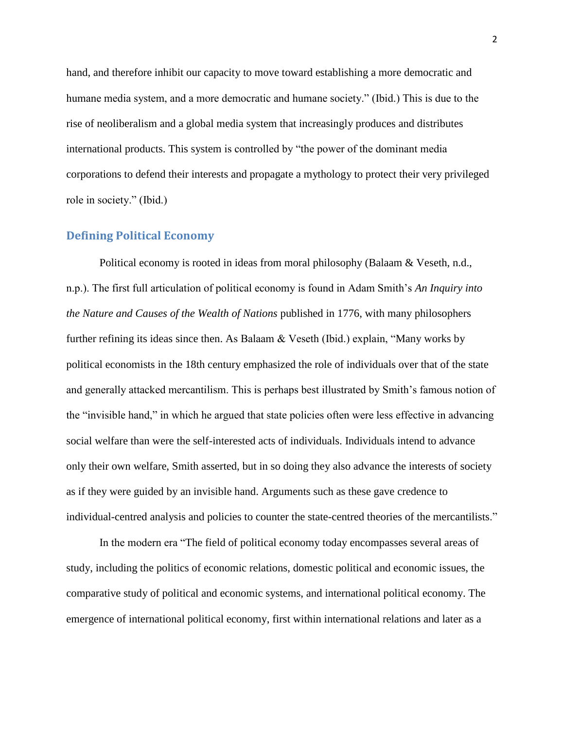hand, and therefore inhibit our capacity to move toward establishing a more democratic and humane media system, and a more democratic and humane society." (Ibid.) This is due to the rise of neoliberalism and a global media system that increasingly produces and distributes international products. This system is controlled by "the power of the dominant media corporations to defend their interests and propagate a mythology to protect their very privileged role in society." (Ibid.)

## Defining Political Economy

Political economy is rooted in ideas from moral philosophy (Balaam & Veseth, n.d., n.p.). The first full articulation of political economy is found in Adam Smith's *An Inquiry into the Nature and Causes of the Wealth of Nations* published in 1776, with many philosophers further refining its ideas since then. As Balaam & Veseth (Ibid.) explain, "Many works by political economists in the 18th century emphasized the role of individuals over that of the state and generally attacked mercantilism. This is perhaps best illustrated by Smith's famous notion of the "invisible hand," in which he argued that state policies often were less effective in advancing social welfare than were the self-interested acts of individuals. Individuals intend to advance only their own welfare, Smith asserted, but in so doing they also advance the interests of society as if they were guided by an invisible hand. Arguments such as these gave credence to individual-centred analysis and policies to counter the state-centred theories of the mercantilists."

In the modern era "The field of political economy today encompasses several areas of study, including the politics of economic relations, domestic political and economic issues, the comparative study of political and economic systems, and international political economy. The emergence of international political economy, first within international relations and later as a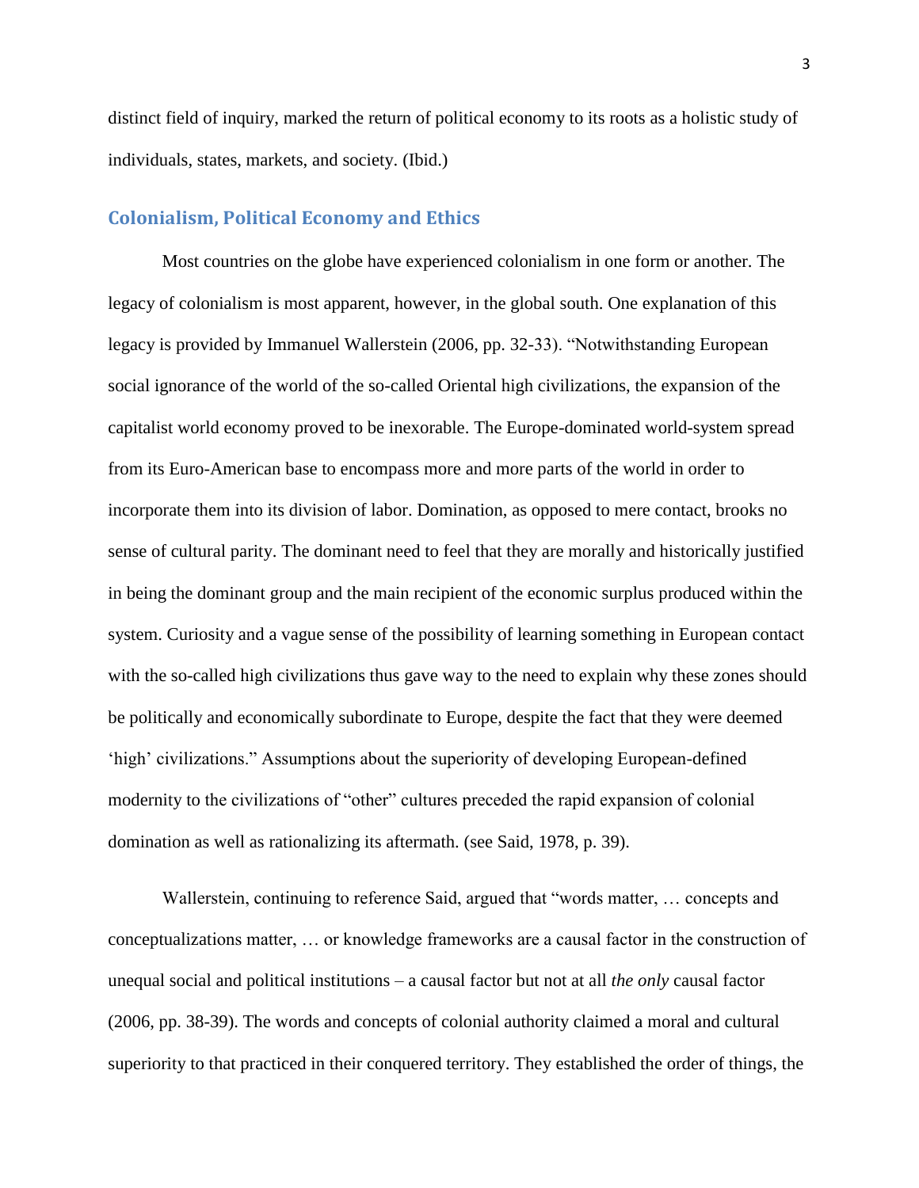distinct field of inquiry, marked the return of political economy to its roots as a holistic study of individuals, states, markets, and society. (Ibid.)

## Colonialism, Political Economy and Ethics

Most countries on the globe have experienced colonialism in one form or another. The legacy of colonialism is most apparent, however, in the global south. One explanation of this legacy is provided by Immanuel Wallerstein (2006, pp. 32-33). "Notwithstanding European social ignorance of the world of the so-called Oriental high civilizations, the expansion of the capitalist world economy proved to be inexorable. The Europe-dominated world-system spread from its Euro-American base to encompass more and more parts of the world in order to incorporate them into its division of labor. Domination, as opposed to mere contact, brooks no sense of cultural parity. The dominant need to feel that they are morally and historically justified in being the dominant group and the main recipient of the economic surplus produced within the system. Curiosity and a vague sense of the possibility of learning something in European contact with the so-called high civilizations thus gave way to the need to explain why these zones should be politically and economically subordinate to Europe, despite the fact that they were deemed 'high' civilizations." Assumptions about the superiority of developing European-defined modernity to the civilizations of "other" cultures preceded the rapid expansion of colonial domination as well as rationalizing its aftermath. (see Said, 1978, p. 39).

Wallerstein, continuing to reference Said, argued that "words matter, … concepts and conceptualizations matter, … or knowledge frameworks are a causal factor in the construction of unequal social and political institutions – a causal factor but not at all *the only* causal factor (2006, pp. 38-39). The words and concepts of colonial authority claimed a moral and cultural superiority to that practiced in their conquered territory. They established the order of things, the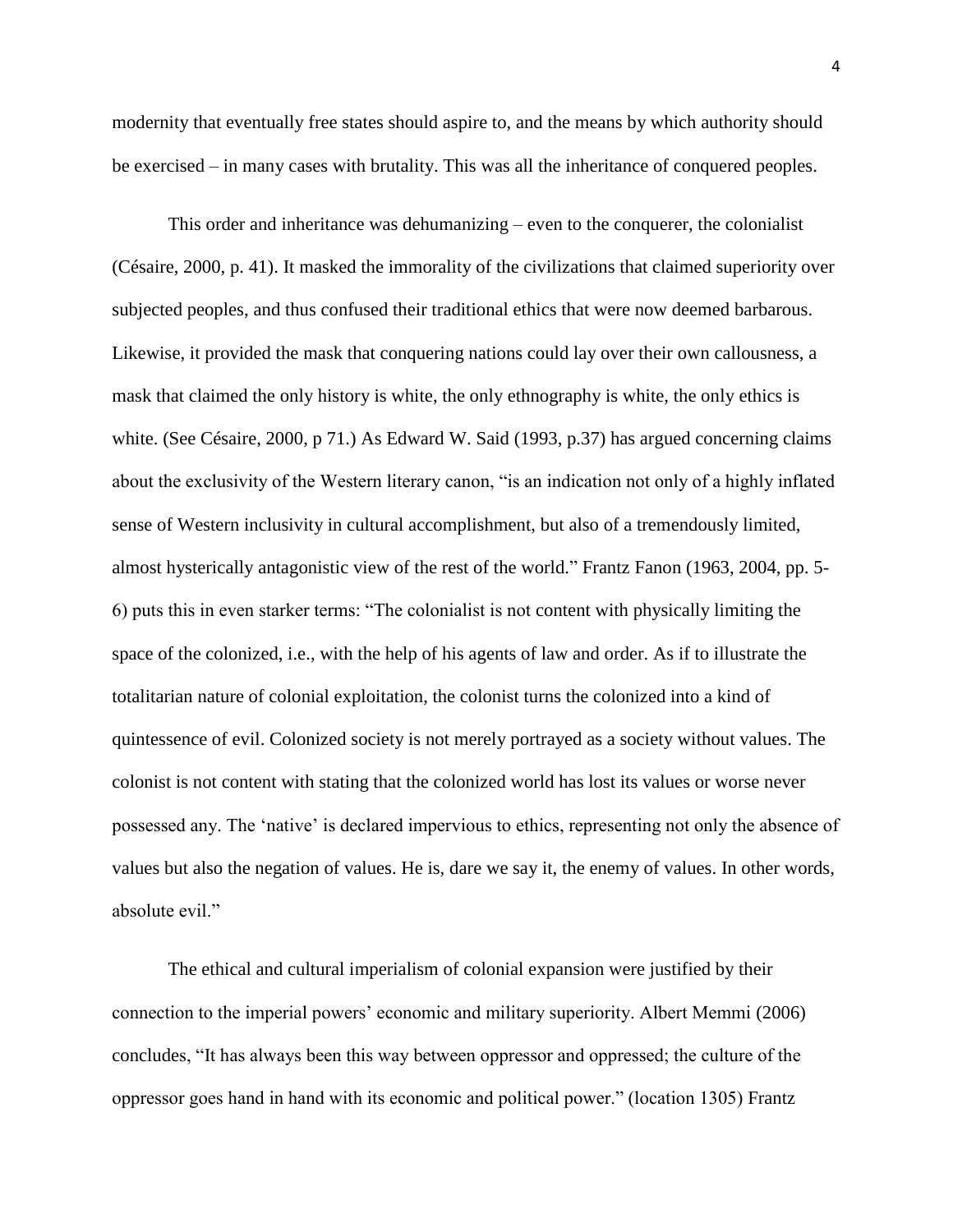modernity that eventually free states should aspire to, and the means by which authority should be exercised – in many cases with brutality. This was all the inheritance of conquered peoples.

This order and inheritance was dehumanizing – even to the conqueror, the colonialist (Césaire, 2000, p. 41). It masked the immorality of the civilizations that claimed superiority over subjected peoples, and thus confused their traditional ethics that were now deemed barbarous. Likewise, it provided the mask that conquering nations could lay over their own callousness, a mask that claimed the only history is white, the only ethnography is white, the only ethics is white. (See Césaire, 2000, p 71.) As Edward W. Said (1993, p.37) has argued concerning claims about the exclusivity of the Western literary canon, "is an indication not only of a highly inflated sense of Western inclusivity in cultural accomplishment, but also of a tremendously limited, almost hysterically antagonistic view of the rest of the world." Frantz Fanon (1963, 2004, pp. 5-6) puts this in even starker terms: "The colonialist is not content with physically limiting the space of the colonized, i.e., with the help of his agents of law and order. As if to illustrate the totalitarian nature of colonial exploitation, the colonist turns the colonized into a kind of quintessence of evil. Colonized society is not merely portrayed as a society without values. The colonist is not content with stating that the colonized world has lost its values or worse never possessed any. The 'native' is declared impervious to ethics, representing not only the absence of values but also the negation of values. He is, dare we say it, the enemy of values. In other words, absolute evil."

The ethical and cultural imperialism of colonial expansion were justified by their connection to the imperial powers' economic and military superiority. Albert Memmi (2006) concludes, "It has always been this way between oppressor and oppressed; the culture of the oppressor goes hand in hand with its economic and political power." (location 1305) Frantz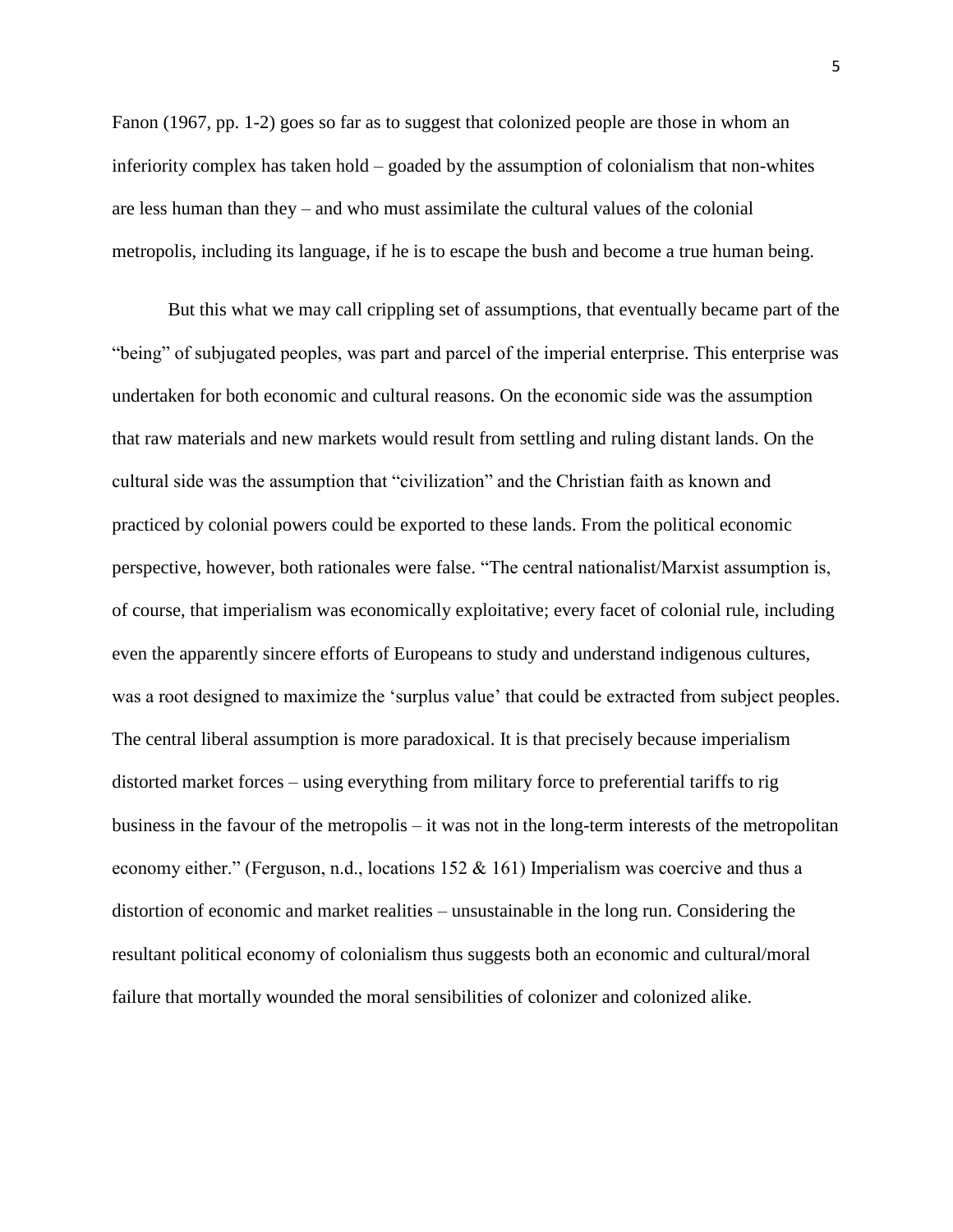Fanon (1967, pp. 1-2) goes so far as to suggest that colonized people are those in whom an inferiority complex has taken hold – goaded by the assumption of colonialism that non-whites are less human than they – and who must assimilate the cultural values of the colonial metropolis, including its language, if he is to escape the bush and become a true human being.

But this what we may call crippling set of assumptions, that eventually became part of the "being" of subjugated peoples, was part and parcel of the imperial enterprise. This enterprise was undertaken for both economic and cultural reasons. On the economic side was the assumption that raw materials and new markets would result from settling and ruling distant lands. On the cultural side was the assumption that "civilization" and the Christian faith as known and practiced by colonial powers could be exported to these lands. From the political economic perspective, however, both rationales were false. "The central nationalist/Marxist assumption is, of course, that imperialism was economically exploitative; every facet of colonial rule, including even the apparently sincere efforts of Europeans to study and understand indigenous cultures, was a root designed to maximize the 'surplus value' that could be extracted from subject peoples. The central liberal assumption is more paradoxical. It is that precisely because imperialism distorted market forces – using everything from military force to preferential tariffs to rig business in the favour of the metropolis – it was not in the long-term interests of the metropolitan economy either." (Ferguson, n.d., locations 152 & 161) Imperialism was coercive and thus a distortion of economic and market realities – unsustainable in the long run. Considering the resultant political economy of colonialism thus suggests both an economic and cultural/moral failure that mortally wounded the moral sensibilities of colonizer and colonized alike.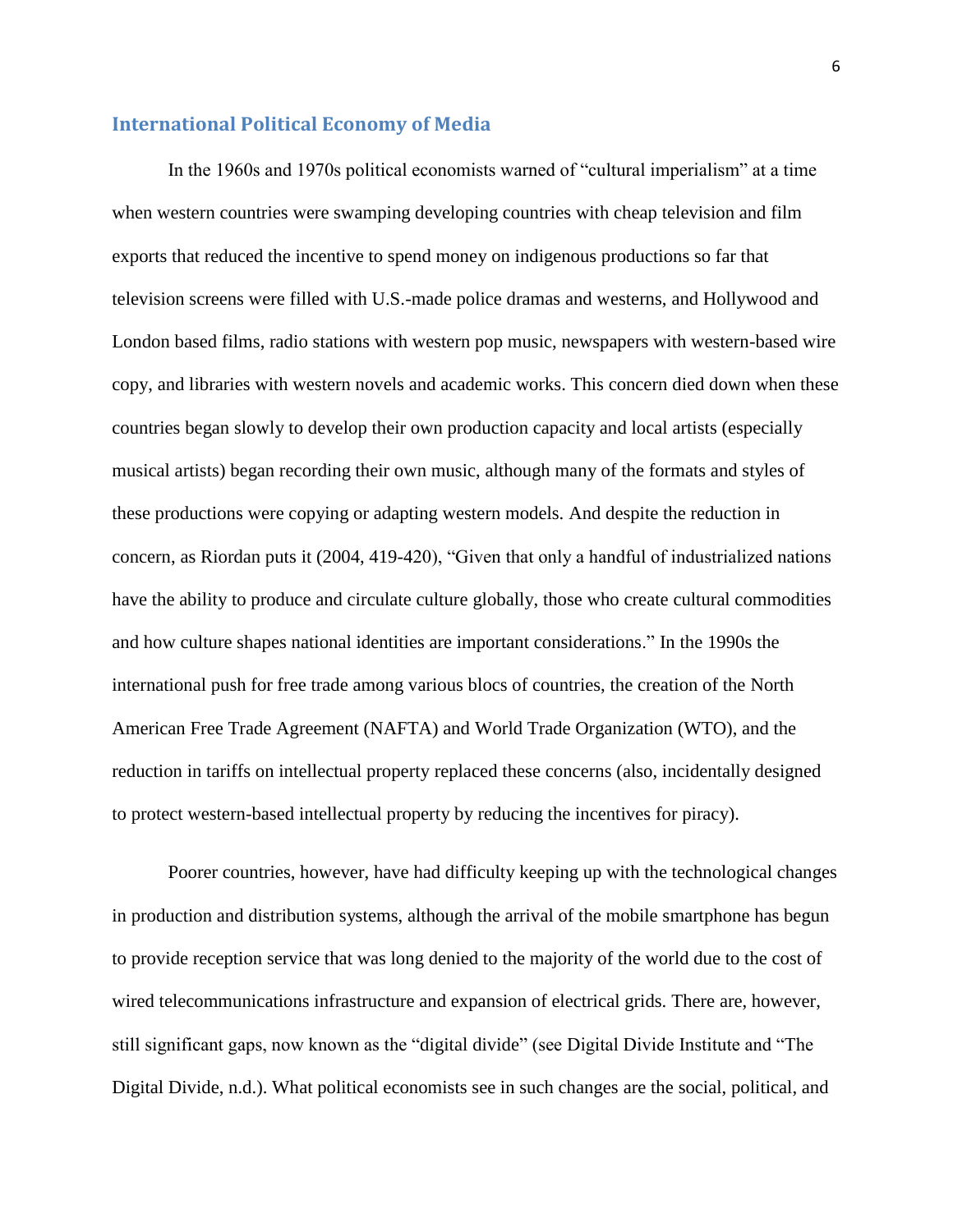## International Political Economy of Media

In the 1960s and 1970s political economists warned of "cultural imperialism" at a time when western countries were swamping developing countries with cheap television and film exports that reduced the incentive to spend money on indigenous productions so far that television screens were filled with U.S.-made police dramas and westerns, and Hollywood and London based films, radio stations with western pop music, newspapers with western-based wire copy, and libraries with western novels and academic works. This concern died down when these countries began slowly to develop their own production capacity and local artists (especially musical artists) began recording their own music, although many of the formats and styles of these productions were copying or adapting western models. And despite the reduction in concern, as Riordan puts it (2004, 419-420), "Given that only a handful of industrialized nations have the ability to produce and circulate culture globally, those who create cultural commodities and how culture shapes national identities are important considerations." In the 1990s the international push for free trade among various blocs of countries, the creation of the North American Free Trade Agreement (NAFTA) and World Trade Organization (WTO), and the reduction in tariffs on intellectual property replaced these concerns (also, incidentally designed to protect western-based intellectual property by reducing the incentives for piracy).

Poorer countries, however, have had difficulty keeping up with the technological changes in production and distribution systems, although the arrival of the mobile smartphone has begun to provide reception service that was long denied to the majority of the world due to the cost of wired telecommunications infrastructure and expansion of electrical grids. There are, however, still significant gaps, now known as the "digital divide" (see Digital Divide Institute and "The Digital Divide, n.d.). What political economists see in such changes are the social, political, and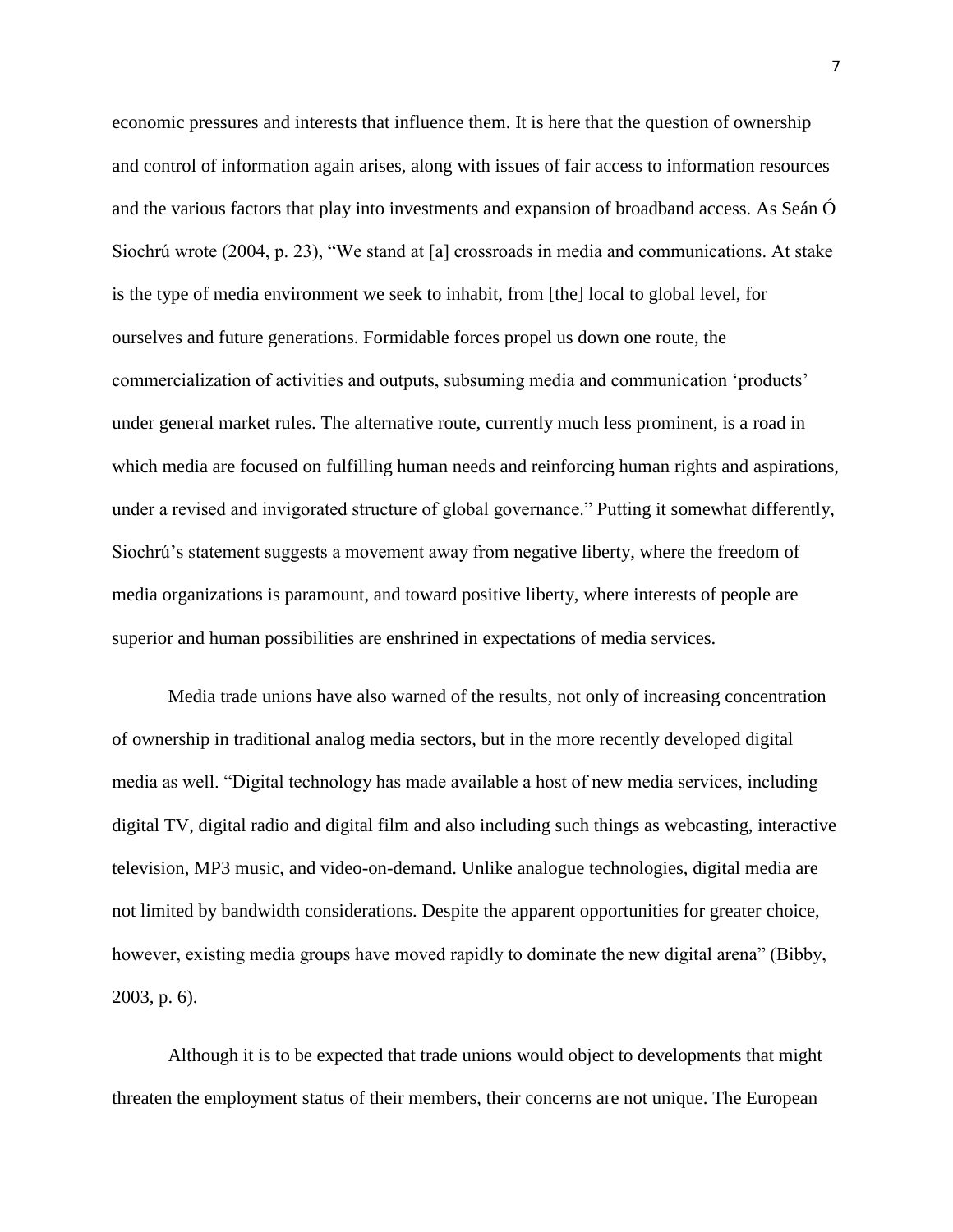economic pressures and interests that influence them. It is here that the question of ownership and control of information again arises, along with issues of fair access to information resources and the various factors that play into investments and expansion of broadband access. As Seán Ó Siochrú wrote (2004, p. 23), "We stand at [a] crossroads in media and communications. At stake is the type of media environment we seek to inhabit, from [the] local to global level, for ourselves and future generations. Formidable forces propel us down one route, the commercialization of activities and outputs, subsuming media and communication 'products' under general market rules. The alternative route, currently much less prominent, is a road in which media are focused on fulfilling human needs and reinforcing human rights and aspirations, under a revised and invigorated structure of global governance." Putting it somewhat differently, Siochrú's statement suggests a movement away from negative liberty, where the freedom of media organizations is paramount, and toward positive liberty, where interests of people are superior and human possibilities are enshrined in expectations of media services.

Media trade unions have also warned of the results, not only of increasing concentration of ownership in traditional analog media sectors, but in the more recently developed digital media as well. "Digital technology has made available a host of new media services, including digital TV, digital radio and digital film and also including such things as webcasting, interactive television, MP3 music, and video-on-demand. Unlike analogue technologies, digital media are not limited by bandwidth considerations. Despite the apparent opportunities for greater choice, however, existing media groups have moved rapidly to dominate the new digital arena" (Bibby, 2003, p. 6).

Although it is to be expected that trade unions would object to developments that might threaten the employment status of their members, their concerns are not unique. The European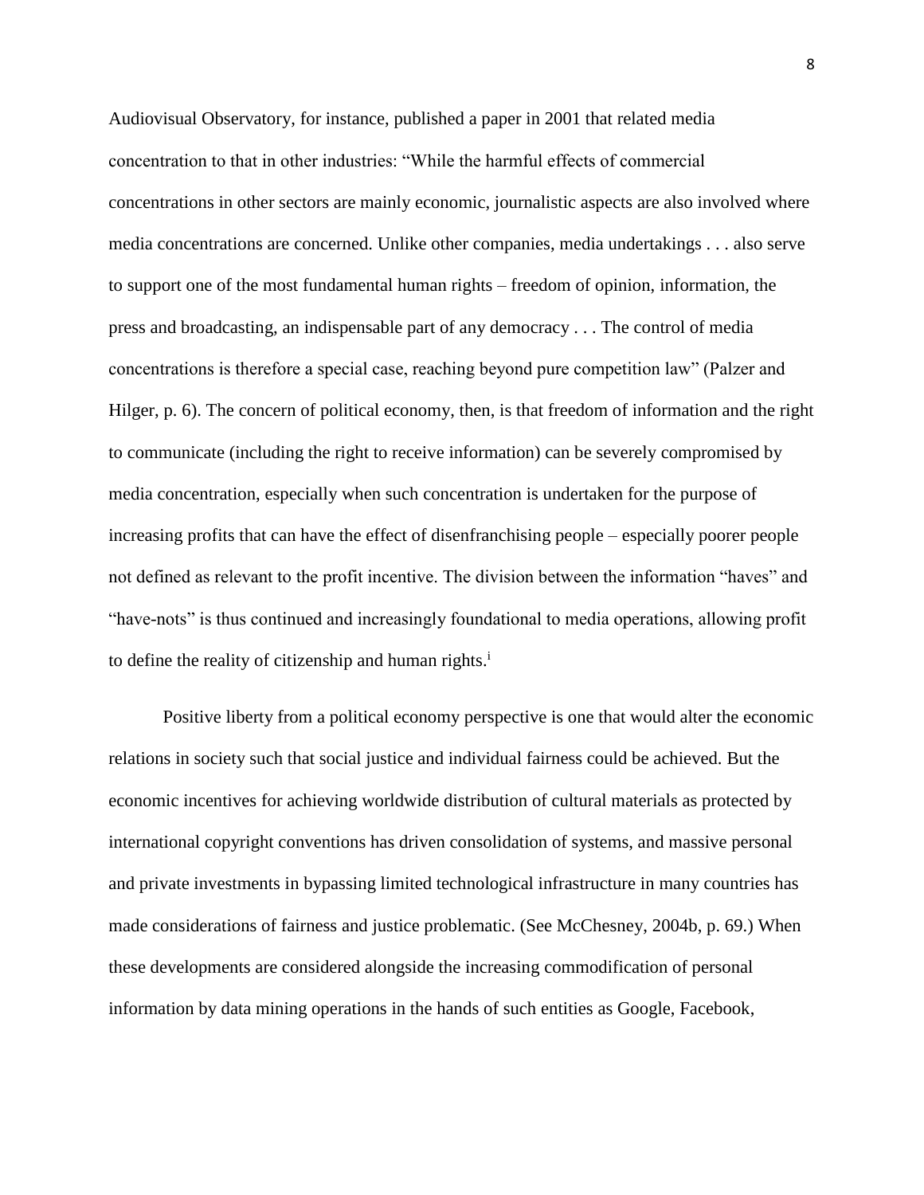Audiovisual Observatory, for instance, published a paper in 2001 that related media concentration to that in other industries: "While the harmful effects of commercial concentrations in other sectors are mainly economic, journalistic aspects are also involved where media concentrations are concerned. Unlike other companies, media undertakings . . . also serve to support one of the most fundamental human rights – freedom of opinion, information, the press and broadcasting, an indispensable part of any democracy . . . The control of media concentrations is therefore a special case, reaching beyond pure competition law" (Palzer and Hilger, p. 6). The concern of political economy, then, is that freedom of information and the right to communicate (including the right to receive information) can be severely compromised by media concentration, especially when such concentration is undertaken for the purpose of increasing profits that can have the effect of disenfranchising people – especially poorer people not defined as relevant to the profit incentive. The division between the information "haves" and "have-nots" is thus continued and increasingly foundational to media operations, allowing profit to define the reality of citizenship and human rights.[i]

Positive liberty from a political economy perspective is one that would alter the economic relations in society such that social justice and individual fairness could be achieved. But the economic incentives for achieving worldwide distribution of cultural materials as protected by international copyright conventions has driven consolidation of systems, and massive personal and private investments in bypassing limited technological infrastructure in many countries has made considerations of fairness and justice problematic. (See McChesney, 2004b, p. 69.) When these developments are considered alongside the increasing commodification of personal information by data mining operations in the hands of such entities as Google, Facebook,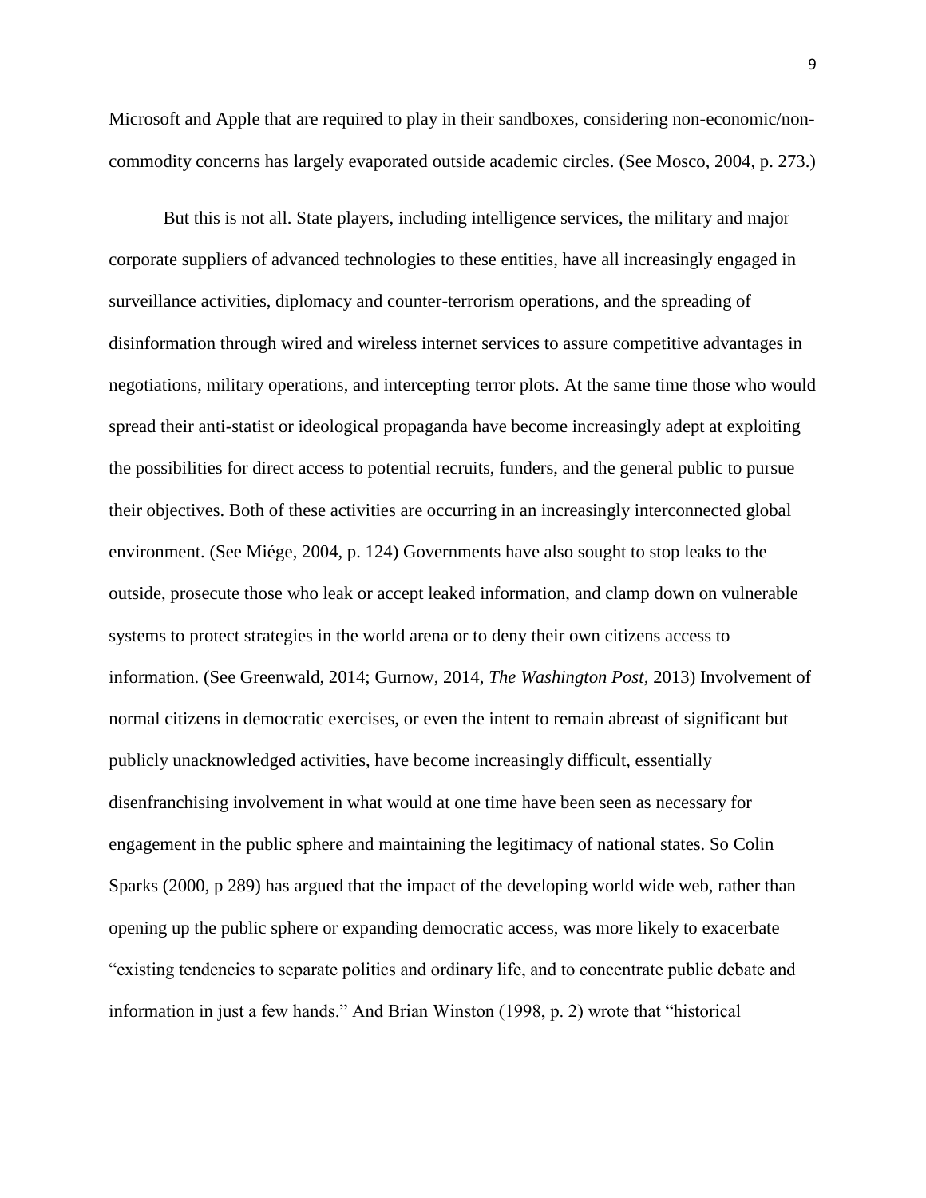Microsoft and Apple that are required to play in their sandboxes, considering non-economic/non-commodity concerns has largely evaporated outside academic circles. (See Mosco, 2004, p. 273.)

But this is not all. State players, including intelligence services, the military and major corporate suppliers of advanced technologies to these entities, have all increasingly engaged in surveillance activities, diplomacy and counter-terrorism operations, and the spreading of disinformation through wired and wireless internet services to assure competitive advantages in negotiations, military operations, and intercepting terror plots. At the same time those who would spread their anti-statist or ideological propaganda have become increasingly adept at exploiting the possibilities for direct access to potential recruits, funders, and the general public to pursue their objectives. Both of these activities are occurring in an increasingly interconnected global environment. (See Miége, 2004, p. 124) Governments have also sought to stop leaks to the outside, prosecute those who leak or accept leaked information, and clamp down on vulnerable systems to protect strategies in the world arena or to deny their own citizens access to information. (See Greenwald, 2014; Gurnow, 2014, *The Washington Post*, 2013) Involvement of normal citizens in democratic exercises, or even the intent to remain abreast of significant but publicly unacknowledged activities, have become increasingly difficult, essentially disenfranchising involvement in what would at one time have been seen as necessary for engagement in the public sphere and maintaining the legitimacy of national states. So Colin Sparks (2000, p 289) has argued that the impact of the developing world wide web, rather than opening up the public sphere or expanding democratic access, was more likely to exacerbate "existing tendencies to separate politics and ordinary life, and to concentrate public debate and information in just a few hands." And Brian Winston (1998, p. 2) wrote that "historical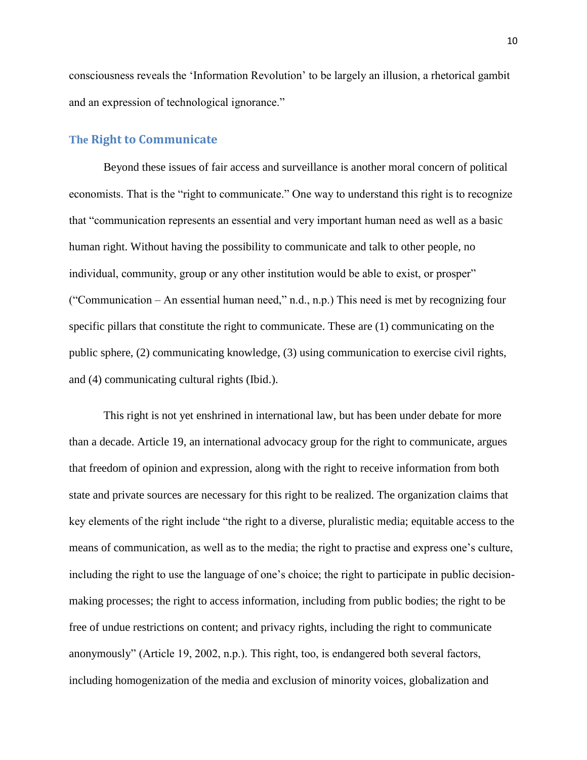consciousness reveals the 'Information Revolution' to be largely an illusion, a rhetorical gambit and an expression of technological ignorance."

## The Right to Communicate

Beyond these issues of fair access and surveillance is another moral concern of political economists. That is the "right to communicate." One way to understand this right is to recognize that "communication represents an essential and very important human need as well as a basic human right. Without having the possibility to communicate and talk to other people, no individual, community, group or any other institution would be able to exist, or prosper" ("Communication – An essential human need," n.d., n.p.) This need is met by recognizing four specific pillars that constitute the right to communicate. These are (1) communicating on the public sphere, (2) communicating knowledge, (3) using communication to exercise civil rights, and (4) communicating cultural rights (Ibid.).

This right is not yet enshrined in international law, but has been under debate for more than a decade. Article 19, an international advocacy group for the right to communicate, argues that freedom of opinion and expression, along with the right to receive information from both state and private sources are necessary for this right to be realized. The organization claims that key elements of the right include "the right to a diverse, pluralistic media; equitable access to the means of communication, as well as to the media; the right to practise and express one's culture, including the right to use the language of one's choice; the right to participate in public decision-making processes; the right to access information, including from public bodies; the right to be free of undue restrictions on content; and privacy rights, including the right to communicate anonymously" (Article 19, 2002, n.p.). This right, too, is endangered both several factors, including homogenization of the media and exclusion of minority voices, globalization and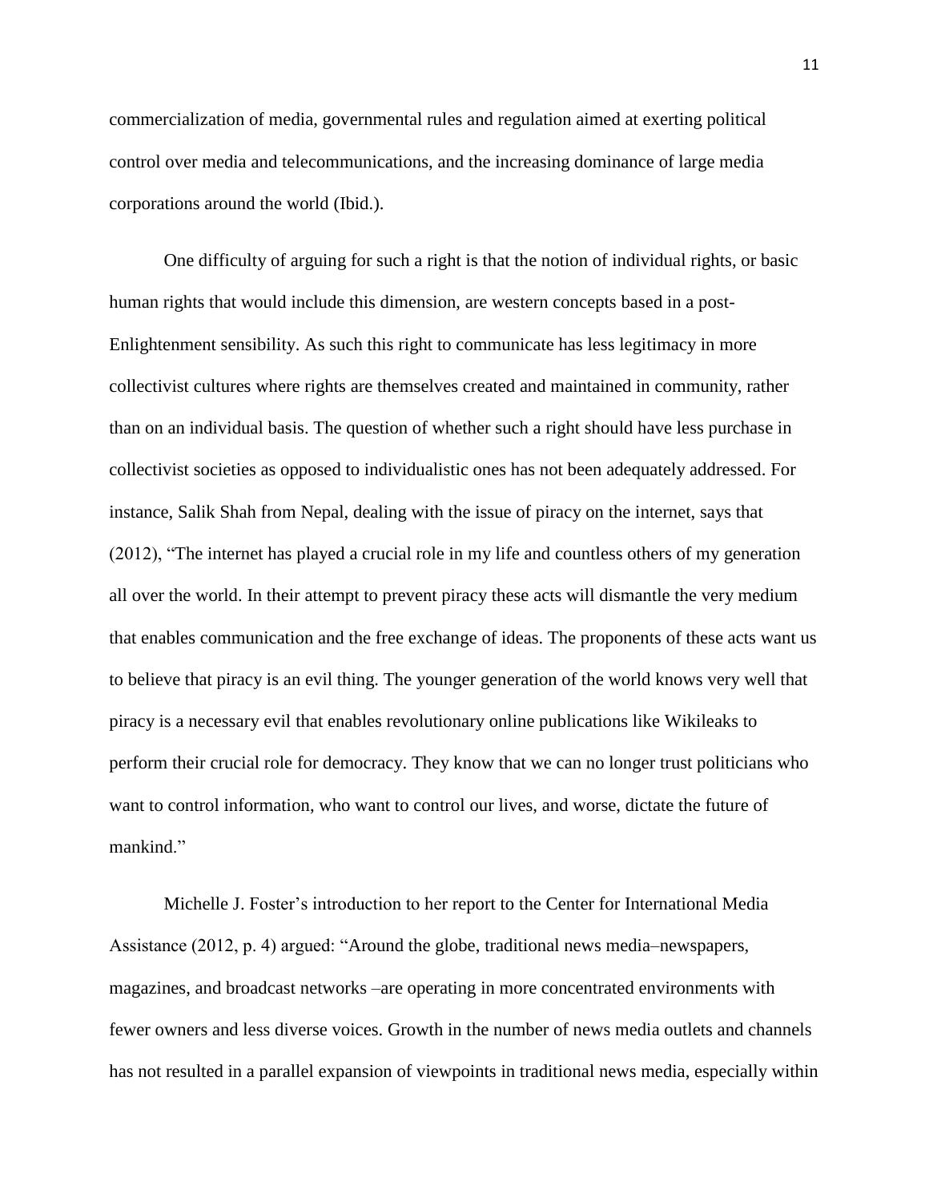commercialization of media, governmental rules and regulation aimed at exerting political control over media and telecommunications, and the increasing dominance of large media corporations around the world (Ibid.).

One difficulty of arguing for such a right is that the notion of individual rights, or basic human rights that would include this dimension, are western concepts based in a post-Enlightenment sensibility. As such this right to communicate has less legitimacy in more collectivist cultures where rights are themselves created and maintained in community, rather than on an individual basis. The question of whether such a right should have less purchase in collectivist societies as opposed to individualistic ones has not been adequately addressed. For instance, Salik Shah from Nepal, dealing with the issue of piracy on the internet, says that (2012), "The internet has played a crucial role in my life and countless others of my generation all over the world. In their attempt to prevent piracy these acts will dismantle the very medium that enables communication and the free exchange of ideas. The proponents of these acts want us to believe that piracy is an evil thing. The younger generation of the world knows very well that piracy is a necessary evil that enables revolutionary online publications like Wikileaks to perform their crucial role for democracy. They know that we can no longer trust politicians who want to control information, who want to control our lives, and worse, dictate the future of mankind."

Michelle J. Foster's introduction to her report to the Center for International Media Assistance (2012, p. 4) argued: "Around the globe, traditional news media–newspapers, magazines, and broadcast networks –are operating in more concentrated environments with fewer owners and less diverse voices. Growth in the number of news media outlets and channels has not resulted in a parallel expansion of viewpoints in traditional news media, especially within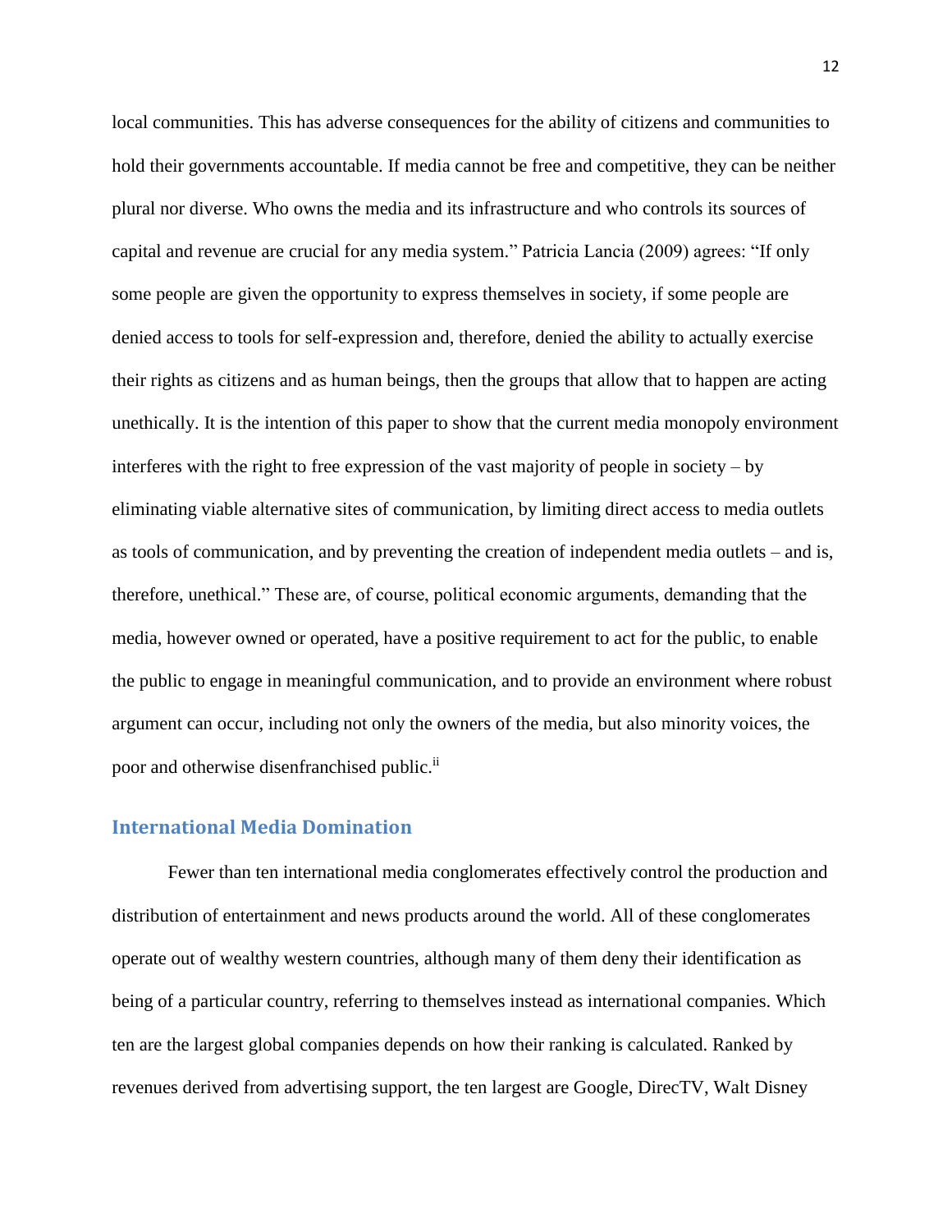local communities. This has adverse consequences for the ability of citizens and communities to hold their governments accountable. If media cannot be free and competitive, they can be neither plural nor diverse. Who owns the media and its infrastructure and who controls its sources of capital and revenue are crucial for any media system." Patricia Lancia (2009) agrees: "If only some people are given the opportunity to express themselves in society, if some people are denied access to tools for self-expression and, therefore, denied the ability to actually exercise their rights as citizens and as human beings, then the groups that allow that to happen are acting unethically. It is the intention of this paper to show that the current media monopoly environment interferes with the right to free expression of the vast majority of people in society – by eliminating viable alternative sites of communication, by limiting direct access to media outlets as tools of communication, and by preventing the creation of independent media outlets – and is, therefore, unethical." These are, of course, political economic arguments, demanding that the media, however owned or operated, have a positive requirement to act for the public, to enable the public to engage in meaningful communication, and to provide an environment where robust argument can occur, including not only the owners of the media, but also minority voices, the poor and otherwise disenfranchised public.[ii]

## International Media Domination

Fewer than ten international media conglomerates effectively control the production and distribution of entertainment and news products around the world. All of these conglomerates operate out of wealthy western countries, although many of them deny their identification as being of a particular country, referring to themselves instead as international companies. Which ten are the largest global companies depends on how their ranking is calculated. Ranked by revenues derived from advertising support, the ten largest are Google, DirecTV, Walt Disney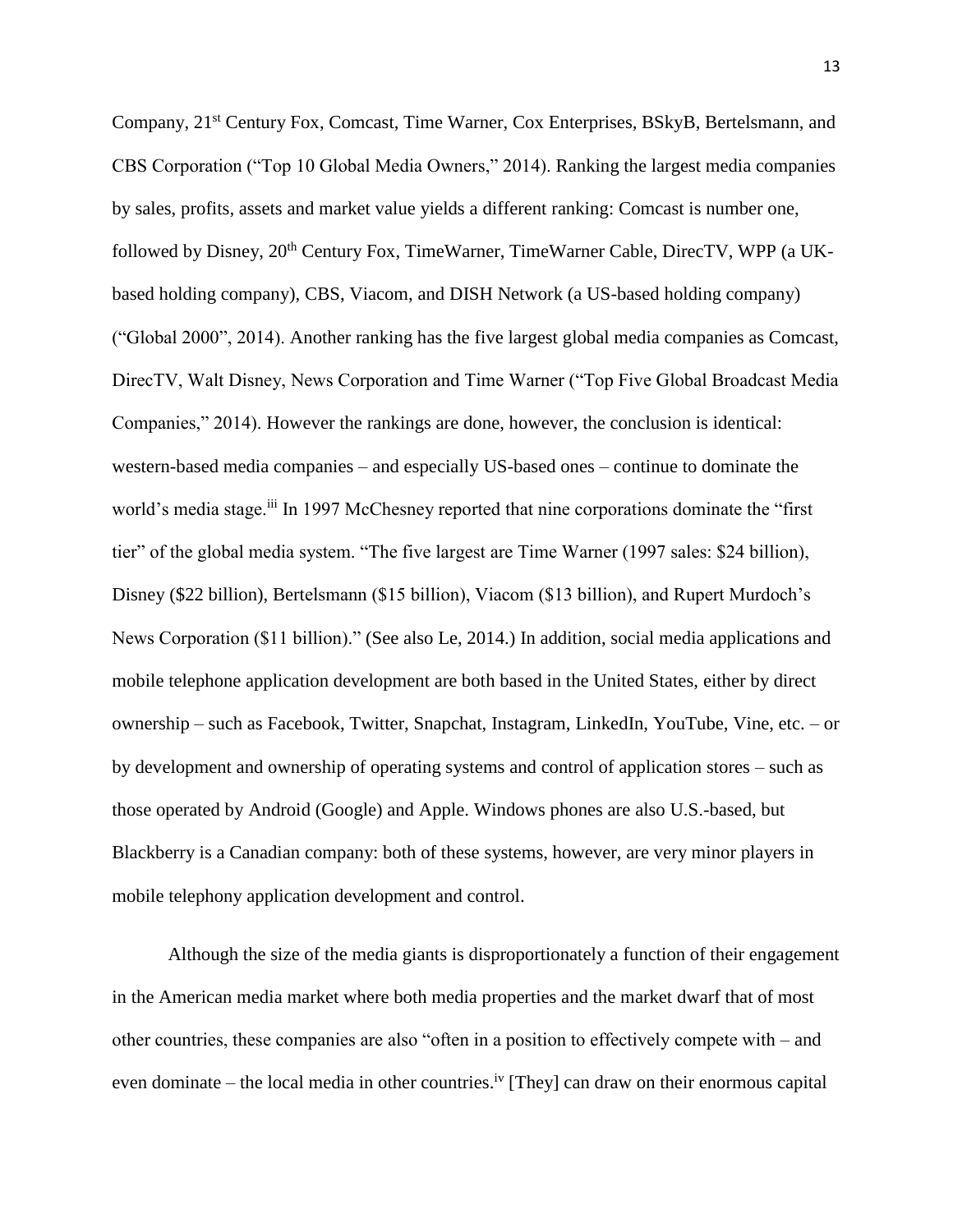Company, 21st Century Fox, Comcast, Time Warner, Cox Enterprises, BSkyB, Bertelsmann, and CBS Corporation ("Top 10 Global Media Owners," 2014). Ranking the largest media companies by sales, profits, assets and market value yields a different ranking: Comcast is number one, followed by Disney, 20th Century Fox, TimeWarner, TimeWarner Cable, DirecTV, WPP (a UK-based holding company), CBS, Viacom, and DISH Network (a US-based holding company) ("Global 2000", 2014). Another ranking has the five largest global media companies as Comcast, DirecTV, Walt Disney, News Corporation and Time Warner ("Top Five Global Broadcast Media Companies," 2014). However the rankings are done, however, the conclusion is identical: western-based media companies – and especially US-based ones – continue to dominate the world's media stage.[iii] In 1997 McChesney reported that nine corporations dominate the "first tier" of the global media system. "The five largest are Time Warner (1997 sales: $24 billion), Disney ($22 billion), Bertelsmann ($15 billion), Viacom ($13 billion), and Rupert Murdoch's News Corporation ($11 billion)." (See also Le, 2014.) In addition, social media applications and mobile telephone application development are both based in the United States, either by direct ownership – such as Facebook, Twitter, Snapchat, Instagram, LinkedIn, YouTube, Vine, etc. – or by development and ownership of operating systems and control of application stores – such as those operated by Android (Google) and Apple. Windows phones are also U.S.-based, but Blackberry is a Canadian company: both of these systems, however, are very minor players in mobile telephony application development and control.

Although the size of the media giants is disproportionately a function of their engagement in the American media market where both media properties and the market dwarf that of most other countries, these companies are also "often in a position to effectively compete with – and even dominate – the local media in other countries.[iv] [They] can draw on their enormous capital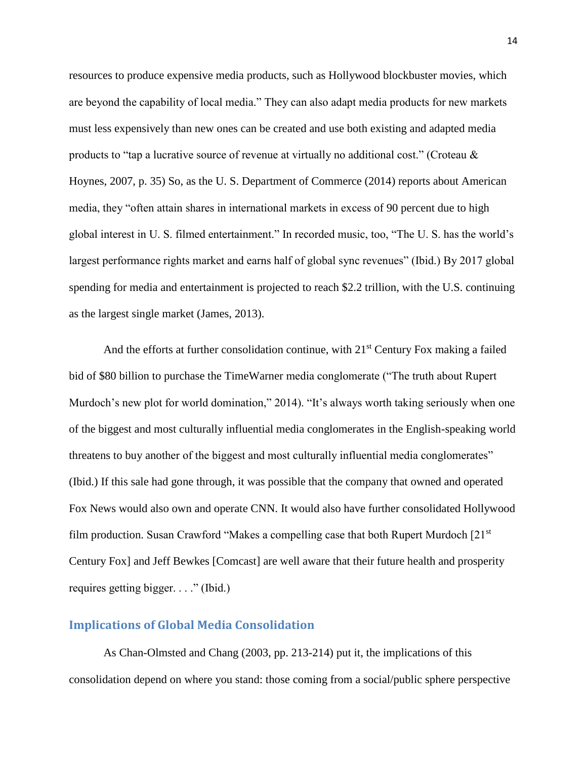resources to produce expensive media products, such as Hollywood blockbuster movies, which are beyond the capability of local media." They can also adapt media products for new markets must less expensively than new ones can be created and use both existing and adapted media products to "tap a lucrative source of revenue at virtually no additional cost." (Croteau & Hoynes, 2007, p. 35) So, as the U. S. Department of Commerce (2014) reports about American media, they "often attain shares in international markets in excess of 90 percent due to high global interest in U. S. filmed entertainment." In recorded music, too, "The U. S. has the world's largest performance rights market and earns half of global sync revenues" (Ibid.) By 2017 global spending for media and entertainment is projected to reach $2.2 trillion, with the U.S. continuing as the largest single market (James, 2013).

And the efforts at further consolidation continue, with 21st Century Fox making a failed bid of $80 billion to purchase the TimeWarner media conglomerate ("The truth about Rupert Murdoch's new plot for world domination," 2014). "It's always worth taking seriously when one of the biggest and most culturally influential media conglomerates in the English-speaking world threatens to buy another of the biggest and most culturally influential media conglomerates" (Ibid.) If this sale had gone through, it was possible that the company that owned and operated Fox News would also own and operate CNN. It would also have further consolidated Hollywood film production. Susan Crawford "Makes a compelling case that both Rupert Murdoch [21st Century Fox] and Jeff Bewkes [Comcast] are well aware that their future health and prosperity requires getting bigger. . . ." (Ibid.)

## Implications of Global Media Consolidation

As Chan-Olmsted and Chang (2003, pp. 213-214) put it, the implications of this consolidation depend on where you stand: those coming from a social/public sphere perspective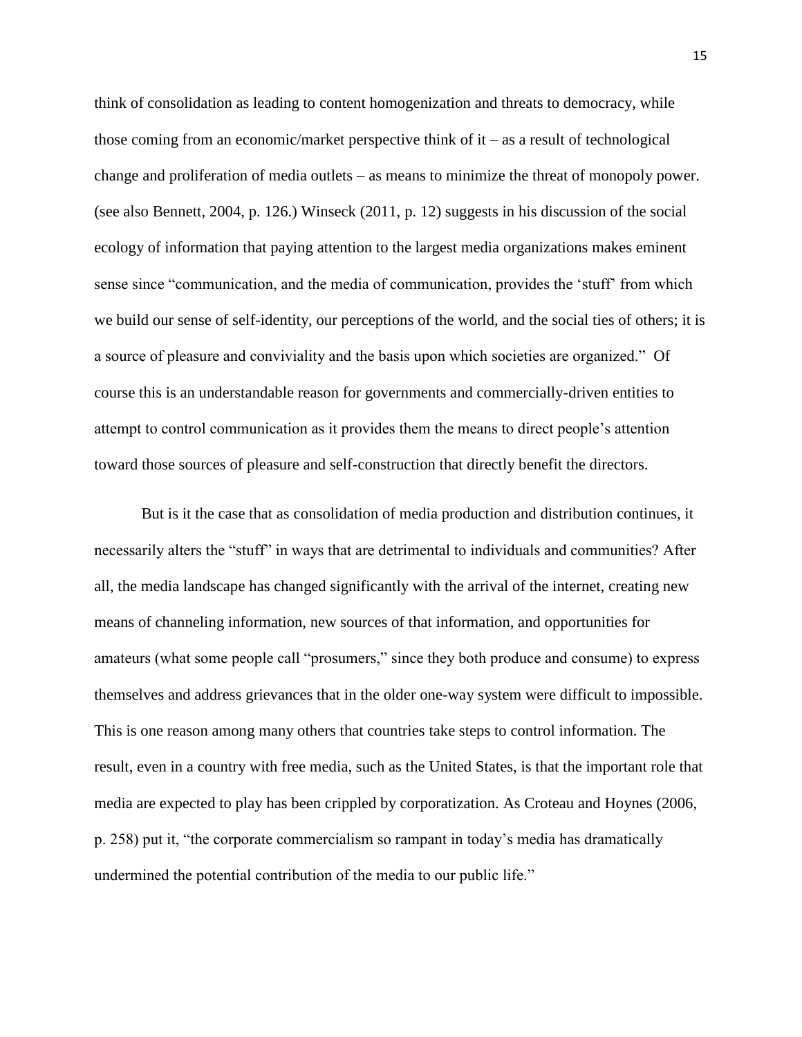think of consolidation as leading to content homogenization and threats to democracy, while those coming from an economic/market perspective think of it – as a result of technological change and proliferation of media outlets – as means to minimize the threat of monopoly power. (see also Bennett, 2004, p. 126.) Winseck (2011, p. 12) suggests in his discussion of the social ecology of information that paying attention to the largest media organizations makes eminent sense since "communication, and the media of communication, provides the 'stuff' from which we build our sense of self-identity, our perceptions of the world, and the social ties of others; it is a source of pleasure and conviviality and the basis upon which societies are organized." Of course this is an understandable reason for governments and commercially-driven entities to attempt to control communication as it provides them the means to direct people's attention toward those sources of pleasure and self-construction that directly benefit the directors.

But is it the case that as consolidation of media production and distribution continues, it necessarily alters the "stuff" in ways that are detrimental to individuals and communities? After all, the media landscape has changed significantly with the arrival of the internet, creating new means of channeling information, new sources of that information, and opportunities for amateurs (what some people call "prosumers," since they both produce and consume) to express themselves and address grievances that in the older one-way system were difficult to impossible. This is one reason among many others that countries take steps to control information. The result, even in a country with free media, such as the United States, is that the important role that media are expected to play has been crippled by corporatization. As Croteau and Hoynes (2006, p. 258) put it, "the corporate commercialism so rampant in today's media has dramatically undermined the potential contribution of the media to our public life."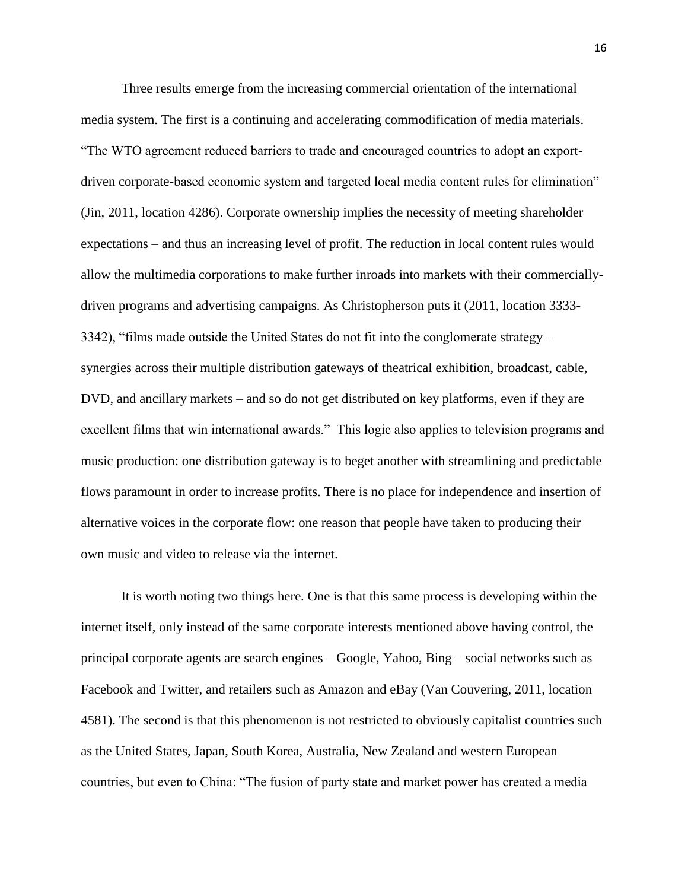Three results emerge from the increasing commercial orientation of the international media system. The first is a continuing and accelerating commodification of media materials. "The WTO agreement reduced barriers to trade and encouraged countries to adopt an export-driven corporate-based economic system and targeted local media content rules for elimination" (Jin, 2011, location 4286). Corporate ownership implies the necessity of meeting shareholder expectations – and thus an increasing level of profit. The reduction in local content rules would allow the multimedia corporations to make further inroads into markets with their commercially-driven programs and advertising campaigns. As Christopherson puts it (2011, location 3333-3342), "films made outside the United States do not fit into the conglomerate strategy – synergies across their multiple distribution gateways of theatrical exhibition, broadcast, cable, DVD, and ancillary markets – and so do not get distributed on key platforms, even if they are excellent films that win international awards." This logic also applies to television programs and music production: one distribution gateway is to beget another with streamlining and predictable flows paramount in order to increase profits. There is no place for independence and insertion of alternative voices in the corporate flow: one reason that people have taken to producing their own music and video to release via the internet.

It is worth noting two things here. One is that this same process is developing within the internet itself, only instead of the same corporate interests mentioned above having control, the principal corporate agents are search engines – Google, Yahoo, Bing – social networks such as Facebook and Twitter, and retailers such as Amazon and eBay (Van Couvering, 2011, location 4581). The second is that this phenomenon is not restricted to obviously capitalist countries such as the United States, Japan, South Korea, Australia, New Zealand and western European countries, but even to China: "The fusion of party state and market power has created a media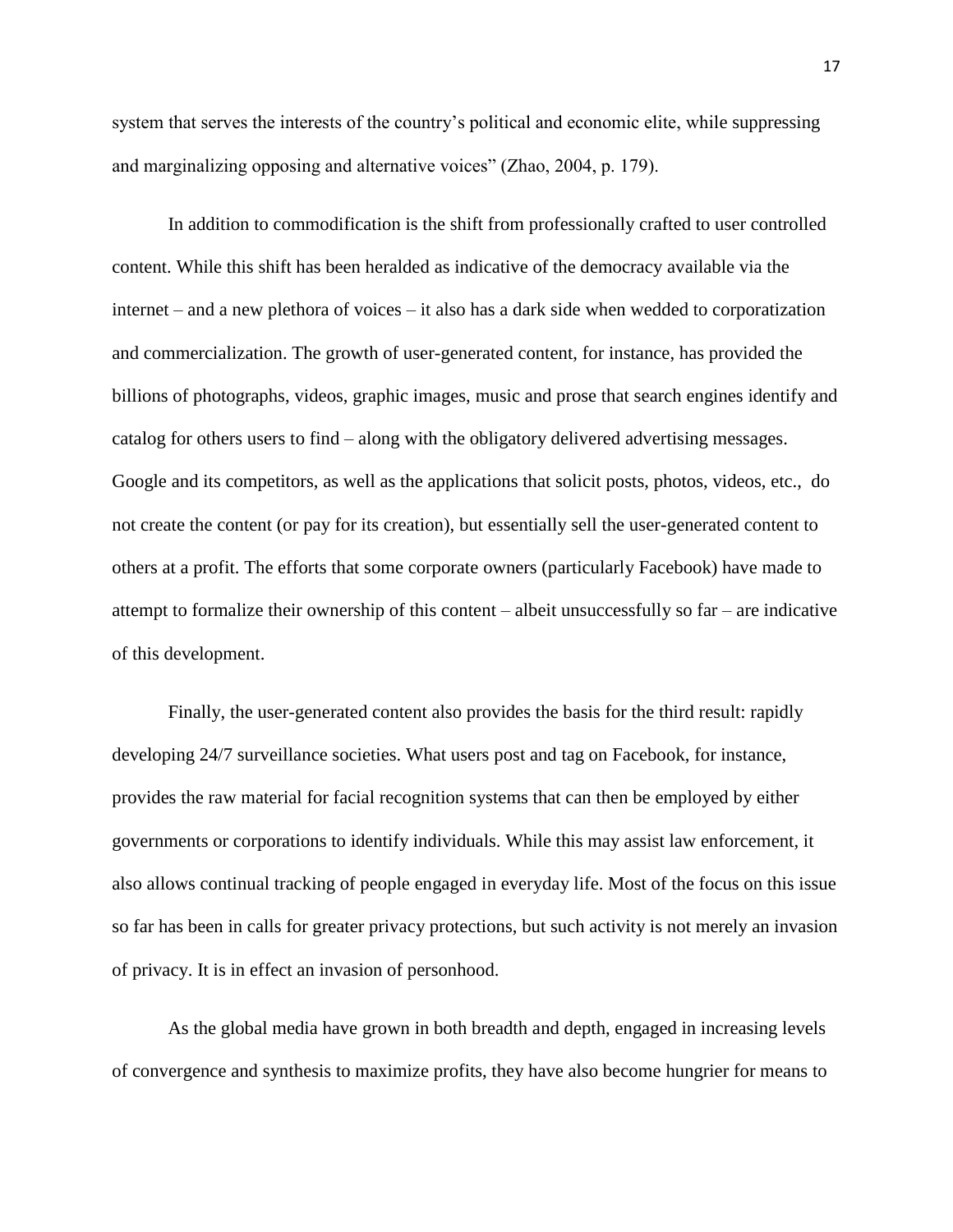system that serves the interests of the country's political and economic elite, while suppressing and marginalizing opposing and alternative voices" (Zhao, 2004, p. 179).

In addition to commodification is the shift from professionally crafted to user controlled content. While this shift has been heralded as indicative of the democracy available via the internet – and a new plethora of voices – it also has a dark side when wedded to corporatization and commercialization. The growth of user-generated content, for instance, has provided the billions of photographs, videos, graphic images, music and prose that search engines identify and catalog for others users to find – along with the obligatory delivered advertising messages. Google and its competitors, as well as the applications that solicit posts, photos, videos, etc., do not create the content (or pay for its creation), but essentially sell the user-generated content to others at a profit. The efforts that some corporate owners (particularly Facebook) have made to attempt to formalize their ownership of this content – albeit unsuccessfully so far – are indicative of this development.

Finally, the user-generated content also provides the basis for the third result: rapidly developing 24/7 surveillance societies. What users post and tag on Facebook, for instance, provides the raw material for facial recognition systems that can then be employed by either governments or corporations to identify individuals. While this may assist law enforcement, it also allows continual tracking of people engaged in everyday life. Most of the focus on this issue so far has been in calls for greater privacy protections, but such activity is not merely an invasion of privacy. It is in effect an invasion of personhood.

As the global media have grown in both breadth and depth, engaged in increasing levels of convergence and synthesis to maximize profits, they have also become hungrier for means to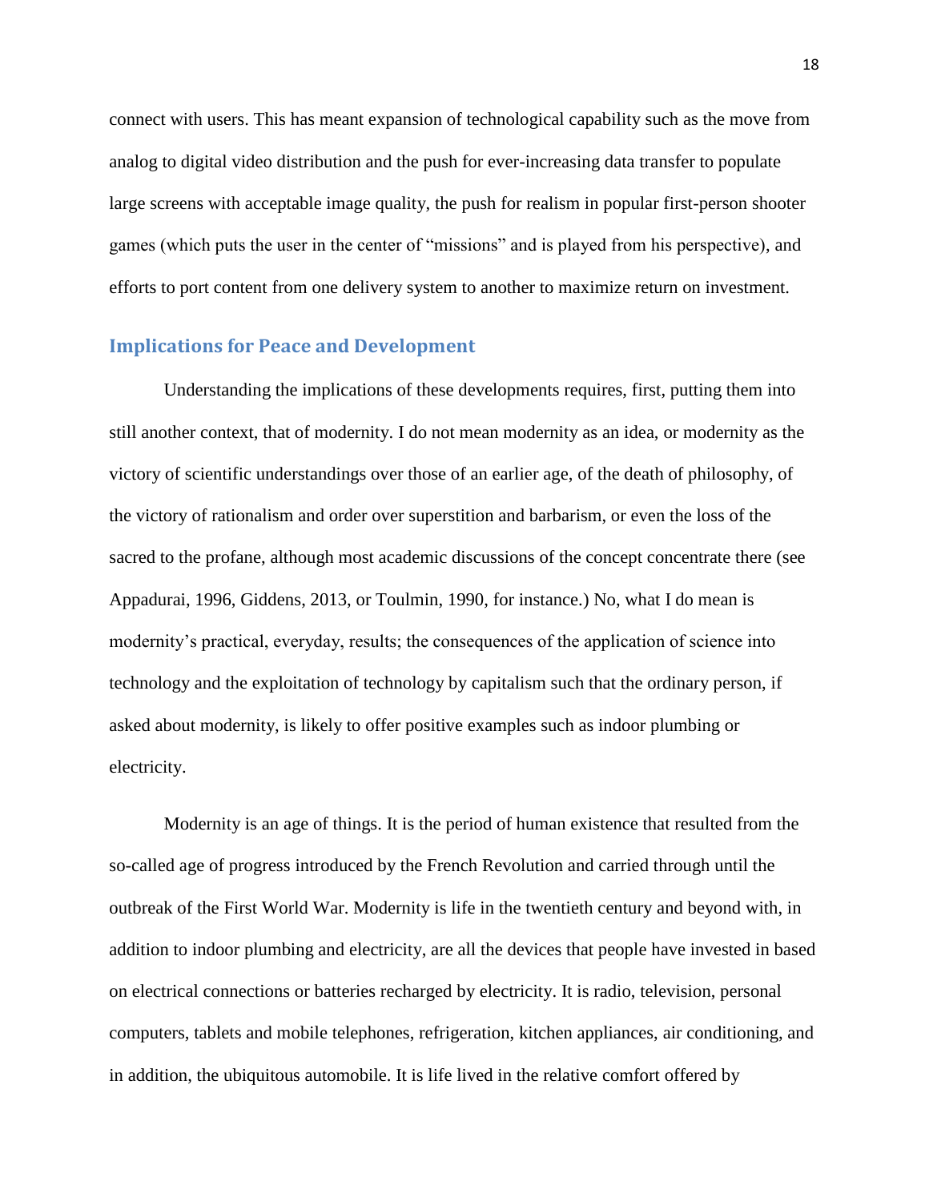connect with users. This has meant expansion of technological capability such as the move from analog to digital video distribution and the push for ever-increasing data transfer to populate large screens with acceptable image quality, the push for realism in popular first-person shooter games (which puts the user in the center of "missions" and is played from his perspective), and efforts to port content from one delivery system to another to maximize return on investment.

## Implications for Peace and Development

Understanding the implications of these developments requires, first, putting them into still another context, that of modernity. I do not mean modernity as an idea, or modernity as the victory of scientific understandings over those of an earlier age, of the death of philosophy, of the victory of rationalism and order over superstition and barbarism, or even the loss of the sacred to the profane, although most academic discussions of the concept concentrate there (see Appadurai, 1996, Giddens, 2013, or Toulmin, 1990, for instance.) No, what I do mean is modernity's practical, everyday, results; the consequences of the application of science into technology and the exploitation of technology by capitalism such that the ordinary person, if asked about modernity, is likely to offer positive examples such as indoor plumbing or electricity.

Modernity is an age of things. It is the period of human existence that resulted from the so-called age of progress introduced by the French Revolution and carried through until the outbreak of the First World War. Modernity is life in the twentieth century and beyond with, in addition to indoor plumbing and electricity, are all the devices that people have invested in based on electrical connections or batteries recharged by electricity. It is radio, television, personal computers, tablets and mobile telephones, refrigeration, kitchen appliances, air conditioning, and in addition, the ubiquitous automobile. It is life lived in the relative comfort offered by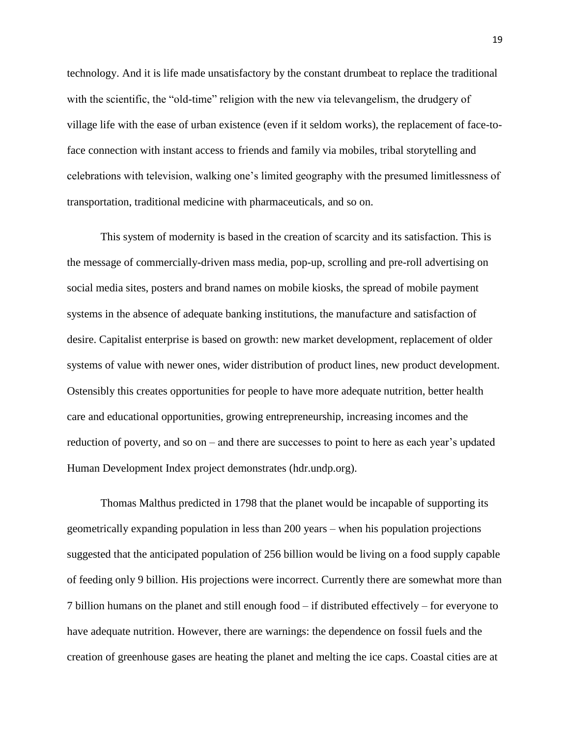technology. And it is life made unsatisfactory by the constant drumbeat to replace the traditional with the scientific, the "old-time" religion with the new via televangelism, the drudgery of village life with the ease of urban existence (even if it seldom works), the replacement of face-to-face connection with instant access to friends and family via mobiles, tribal storytelling and celebrations with television, walking one's limited geography with the presumed limitlessness of transportation, traditional medicine with pharmaceuticals, and so on.

This system of modernity is based in the creation of scarcity and its satisfaction. This is the message of commercially-driven mass media, pop-up, scrolling and pre-roll advertising on social media sites, posters and brand names on mobile kiosks, the spread of mobile payment systems in the absence of adequate banking institutions, the manufacture and satisfaction of desire. Capitalist enterprise is based on growth: new market development, replacement of older systems of value with newer ones, wider distribution of product lines, new product development. Ostensibly this creates opportunities for people to have more adequate nutrition, better health care and educational opportunities, growing entrepreneurship, increasing incomes and the reduction of poverty, and so on – and there are successes to point to here as each year's updated Human Development Index project demonstrates (hdr.undp.org).

Thomas Malthus predicted in 1798 that the planet would be incapable of supporting its geometrically expanding population in less than 200 years – when his population projections suggested that the anticipated population of 256 billion would be living on a food supply capable of feeding only 9 billion. His projections were incorrect. Currently there are somewhat more than 7 billion humans on the planet and still enough food – if distributed effectively – for everyone to have adequate nutrition. However, there are warnings: the dependence on fossil fuels and the creation of greenhouse gases are heating the planet and melting the ice caps. Coastal cities are at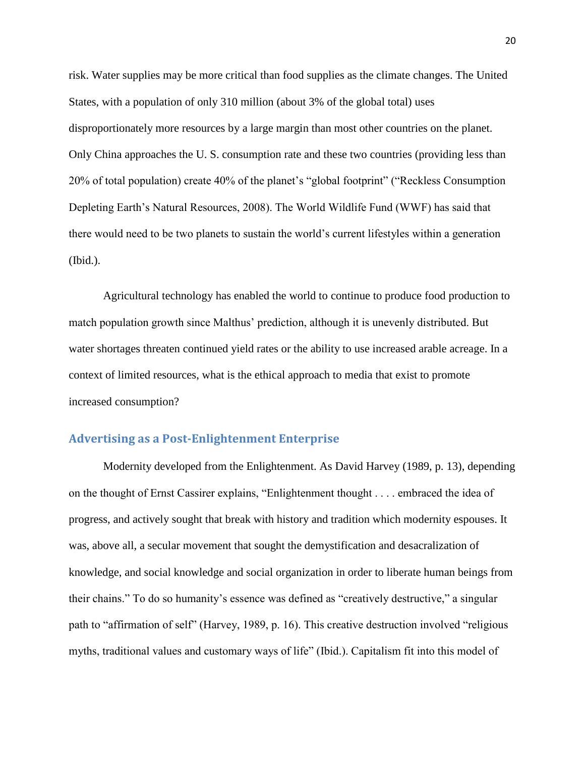risk. Water supplies may be more critical than food supplies as the climate changes. The United States, with a population of only 310 million (about 3% of the global total) uses disproportionately more resources by a large margin than most other countries on the planet. Only China approaches the U. S. consumption rate and these two countries (providing less than 20% of total population) create 40% of the planet's "global footprint" ("Reckless Consumption Depleting Earth's Natural Resources, 2008). The World Wildlife Fund (WWF) has said that there would need to be two planets to sustain the world's current lifestyles within a generation (Ibid.).

Agricultural technology has enabled the world to continue to produce food production to match population growth since Malthus' prediction, although it is unevenly distributed. But water shortages threaten continued yield rates or the ability to use increased arable acreage. In a context of limited resources, what is the ethical approach to media that exist to promote increased consumption?

## Advertising as a Post-Enlightenment Enterprise

Modernity developed from the Enlightenment. As David Harvey (1989, p. 13), depending on the thought of Ernst Cassirer explains, "Enlightenment thought . . . . embraced the idea of progress, and actively sought that break with history and tradition which modernity espouses. It was, above all, a secular movement that sought the demystification and desacralization of knowledge, and social knowledge and social organization in order to liberate human beings from their chains." To do so humanity's essence was defined as "creatively destructive," a singular path to "affirmation of self" (Harvey, 1989, p. 16). This creative destruction involved "religious myths, traditional values and customary ways of life" (Ibid.). Capitalism fit into this model of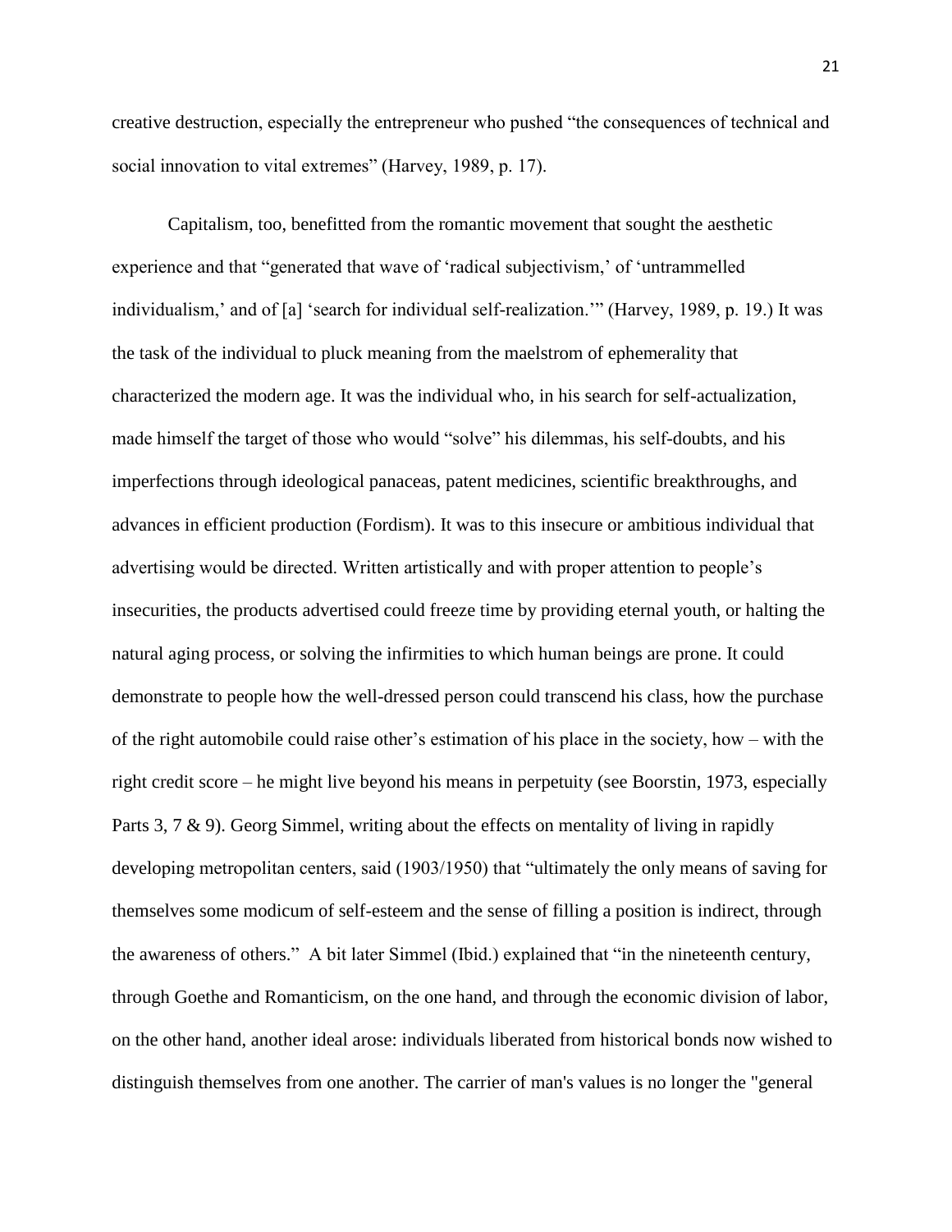creative destruction, especially the entrepreneur who pushed "the consequences of technical and social innovation to vital extremes" (Harvey, 1989, p. 17).

Capitalism, too, benefitted from the romantic movement that sought the aesthetic experience and that "generated that wave of 'radical subjectivism,' of 'untrammelled individualism,' and of [a] 'search for individual self-realization.'" (Harvey, 1989, p. 19.) It was the task of the individual to pluck meaning from the maelstrom of ephemerality that characterized the modern age. It was the individual who, in his search for self-actualization, made himself the target of those who would "solve" his dilemmas, his self-doubts, and his imperfections through ideological panaceas, patent medicines, scientific breakthroughs, and advances in efficient production (Fordism). It was to this insecure or ambitious individual that advertising would be directed. Written artistically and with proper attention to people's insecurities, the products advertised could freeze time by providing eternal youth, or halting the natural aging process, or solving the infirmities to which human beings are prone. It could demonstrate to people how the well-dressed person could transcend his class, how the purchase of the right automobile could raise other's estimation of his place in the society, how – with the right credit score – he might live beyond his means in perpetuity (see Boorstin, 1973, especially Parts 3, 7 & 9). Georg Simmel, writing about the effects on mentality of living in rapidly developing metropolitan centers, said (1903/1950) that "ultimately the only means of saving for themselves some modicum of self-esteem and the sense of filling a position is indirect, through the awareness of others." A bit later Simmel (Ibid.) explained that "in the nineteenth century, through Goethe and Romanticism, on the one hand, and through the economic division of labor, on the other hand, another ideal arose: individuals liberated from historical bonds now wished to distinguish themselves from one another. The carrier of man's values is no longer the "general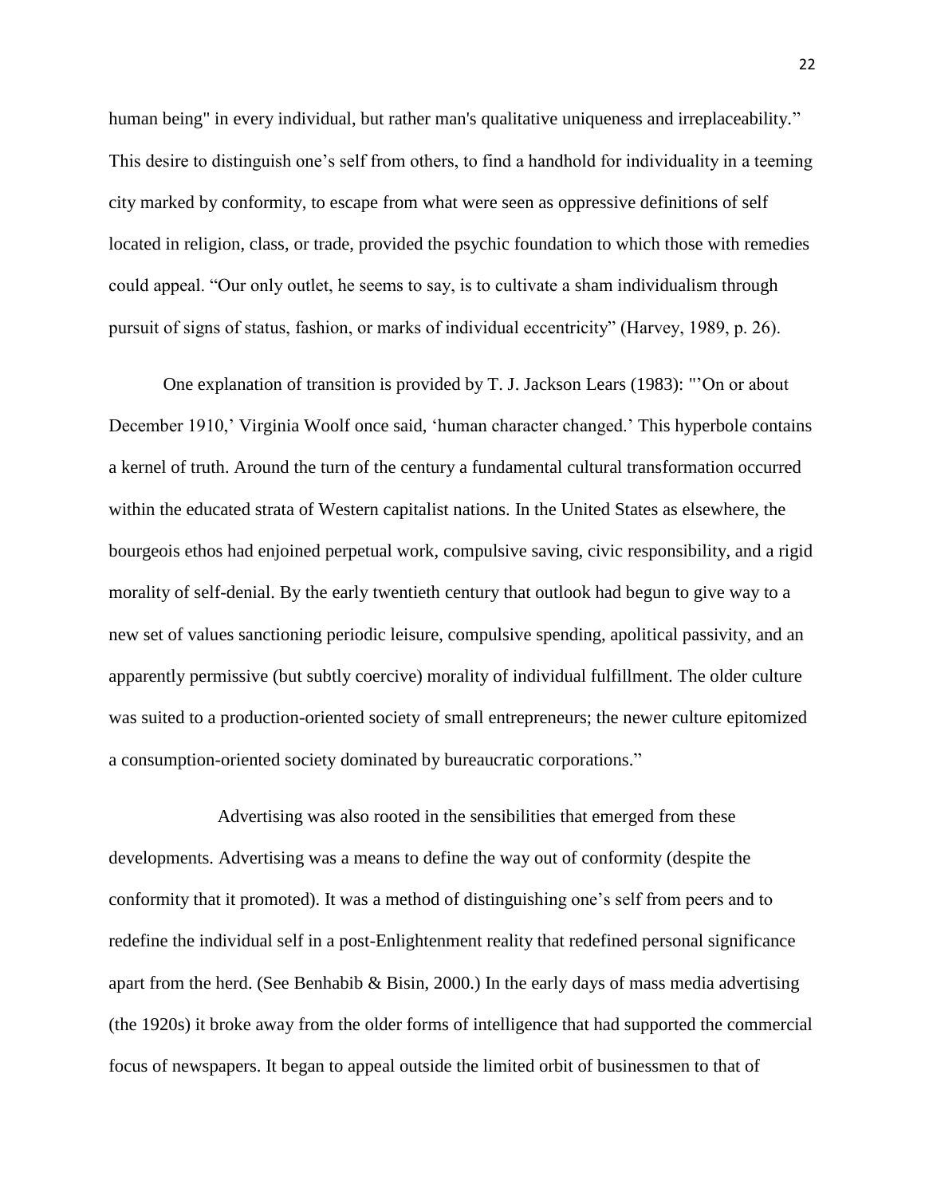human being" in every individual, but rather man's qualitative uniqueness and irreplaceability." This desire to distinguish one's self from others, to find a handhold for individuality in a teeming city marked by conformity, to escape from what were seen as oppressive definitions of self located in religion, class, or trade, provided the psychic foundation to which those with remedies could appeal. "Our only outlet, he seems to say, is to cultivate a sham individualism through pursuit of signs of status, fashion, or marks of individual eccentricity" (Harvey, 1989, p. 26).

One explanation of transition is provided by T. J. Jackson Lears (1983): "'On or about December 1910,' Virginia Woolf once said, 'human character changed.' This hyperbole contains a kernel of truth. Around the turn of the century a fundamental cultural transformation occurred within the educated strata of Western capitalist nations. In the United States as elsewhere, the bourgeois ethos had enjoined perpetual work, compulsive saving, civic responsibility, and a rigid morality of self-denial. By the early twentieth century that outlook had begun to give way to a new set of values sanctioning periodic leisure, compulsive spending, apolitical passivity, and an apparently permissive (but subtly coercive) morality of individual fulfillment. The older culture was suited to a production-oriented society of small entrepreneurs; the newer culture epitomized a consumption-oriented society dominated by bureaucratic corporations."

Advertising was also rooted in the sensibilities that emerged from these developments. Advertising was a means to define the way out of conformity (despite the conformity that it promoted). It was a method of distinguishing one's self from peers and to redefine the individual self in a post-Enlightenment reality that redefined personal significance apart from the herd. (See Benhabib & Bisin, 2000.) In the early days of mass media advertising (the 1920s) it broke away from the older forms of intelligence that had supported the commercial focus of newspapers. It began to appeal outside the limited orbit of businessmen to that of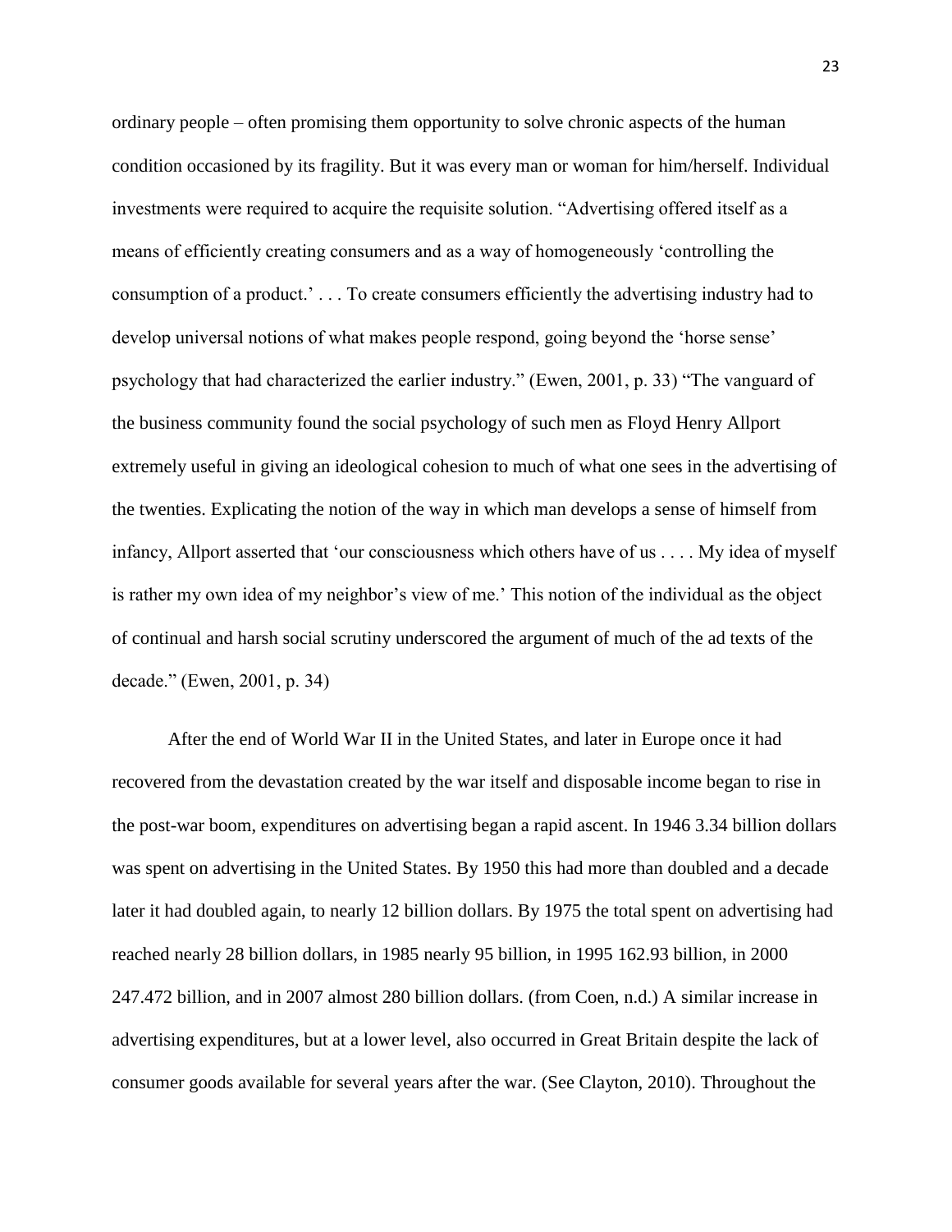ordinary people – often promising them opportunity to solve chronic aspects of the human condition occasioned by its fragility. But it was every man or woman for him/herself. Individual investments were required to acquire the requisite solution. "Advertising offered itself as a means of efficiently creating consumers and as a way of homogeneously 'controlling the consumption of a product.' . . . To create consumers efficiently the advertising industry had to develop universal notions of what makes people respond, going beyond the 'horse sense' psychology that had characterized the earlier industry." (Ewen, 2001, p. 33) "The vanguard of the business community found the social psychology of such men as Floyd Henry Allport extremely useful in giving an ideological cohesion to much of what one sees in the advertising of the twenties. Explicating the notion of the way in which man develops a sense of himself from infancy, Allport asserted that 'our consciousness which others have of us . . . . My idea of myself is rather my own idea of my neighbor's view of me.' This notion of the individual as the object of continual and harsh social scrutiny underscored the argument of much of the ad texts of the decade." (Ewen, 2001, p. 34)

After the end of World War II in the United States, and later in Europe once it had recovered from the devastation created by the war itself and disposable income began to rise in the post-war boom, expenditures on advertising began a rapid ascent. In 1946 3.34 billion dollars was spent on advertising in the United States. By 1950 this had more than doubled and a decade later it had doubled again, to nearly 12 billion dollars. By 1975 the total spent on advertising had reached nearly 28 billion dollars, in 1985 nearly 95 billion, in 1995 162.93 billion, in 2000 247.472 billion, and in 2007 almost 280 billion dollars. (from Coen, n.d.) A similar increase in advertising expenditures, but at a lower level, also occurred in Great Britain despite the lack of consumer goods available for several years after the war. (See Clayton, 2010). Throughout the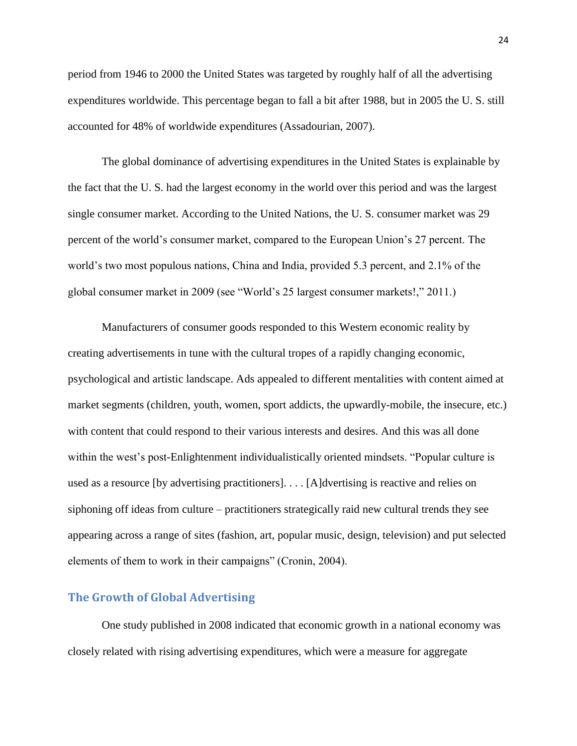period from 1946 to 2000 the United States was targeted by roughly half of all the advertising expenditures worldwide. This percentage began to fall a bit after 1988, but in 2005 the U. S. still accounted for 48% of worldwide expenditures (Assadourian, 2007).

The global dominance of advertising expenditures in the United States is explainable by the fact that the U. S. had the largest economy in the world over this period and was the largest single consumer market. According to the United Nations, the U. S. consumer market was 29 percent of the world's consumer market, compared to the European Union's 27 percent. The world's two most populous nations, China and India, provided 5.3 percent, and 2.1% of the global consumer market in 2009 (see "World's 25 largest consumer markets!," 2011.)

Manufacturers of consumer goods responded to this Western economic reality by creating advertisements in tune with the cultural tropes of a rapidly changing economic, psychological and artistic landscape. Ads appealed to different mentalities with content aimed at market segments (children, youth, women, sport addicts, the upwardly-mobile, the insecure, etc.) with content that could respond to their various interests and desires. And this was all done within the west's post-Enlightenment individualistically oriented mindsets. "Popular culture is used as a resource [by advertising practitioners]. . . . [A]dvertising is reactive and relies on siphoning off ideas from culture – practitioners strategically raid new cultural trends they see appearing across a range of sites (fashion, art, popular music, design, television) and put selected elements of them to work in their campaigns" (Cronin, 2004).

## The Growth of Global Advertising

One study published in 2008 indicated that economic growth in a national economy was closely related with rising advertising expenditures, which were a measure for aggregate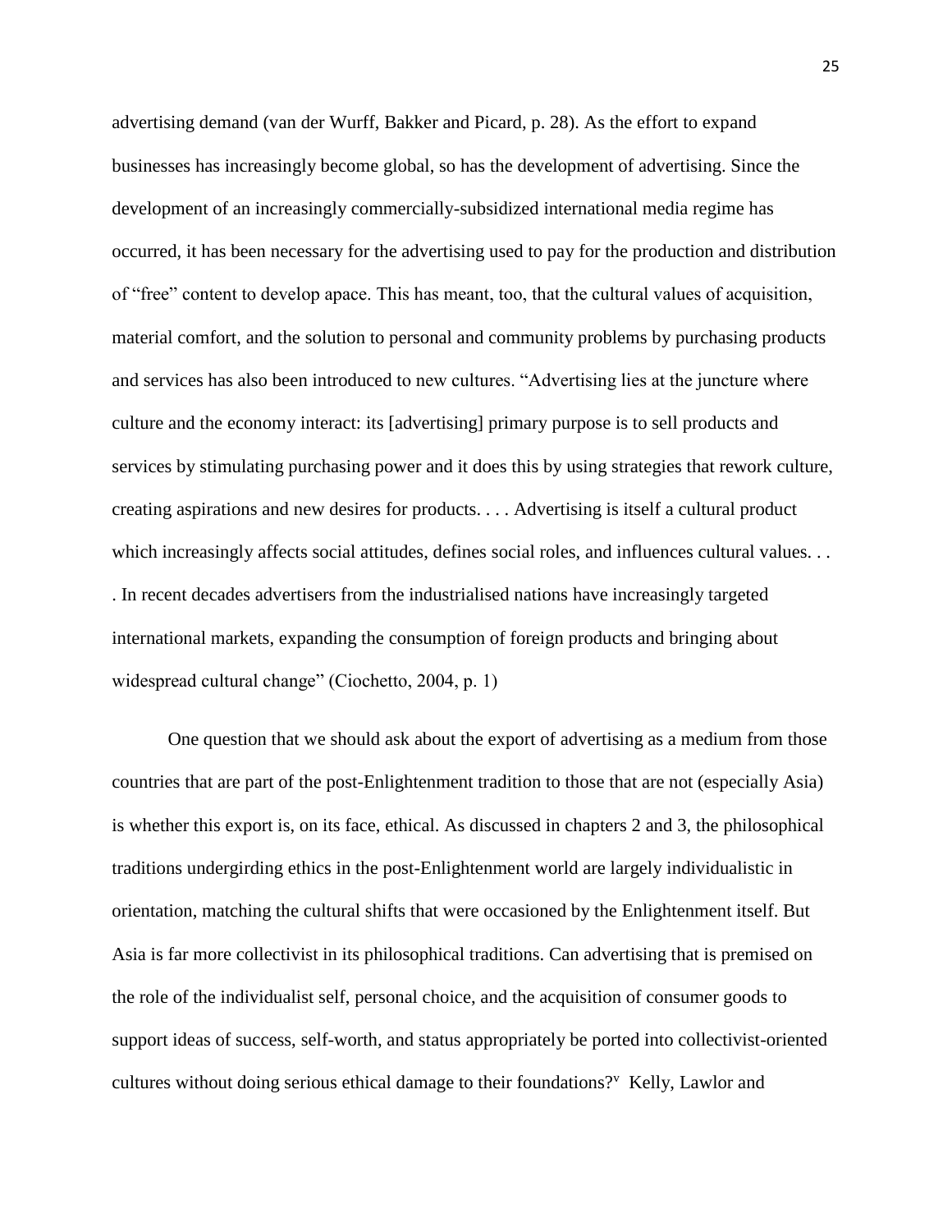advertising demand (van der Wurff, Bakker and Picard, p. 28). As the effort to expand businesses has increasingly become global, so has the development of advertising. Since the development of an increasingly commercially-subsidized international media regime has occurred, it has been necessary for the advertising used to pay for the production and distribution of "free" content to develop apace. This has meant, too, that the cultural values of acquisition, material comfort, and the solution to personal and community problems by purchasing products and services has also been introduced to new cultures. "Advertising lies at the juncture where culture and the economy interact: its [advertising] primary purpose is to sell products and services by stimulating purchasing power and it does this by using strategies that rework culture, creating aspirations and new desires for products. . . . Advertising is itself a cultural product which increasingly affects social attitudes, defines social roles, and influences cultural values. . . . In recent decades advertisers from the industrialised nations have increasingly targeted international markets, expanding the consumption of foreign products and bringing about widespread cultural change" (Ciochetto, 2004, p. 1)

One question that we should ask about the export of advertising as a medium from those countries that are part of the post-Enlightenment tradition to those that are not (especially Asia) is whether this export is, on its face, ethical. As discussed in chapters 2 and 3, the philosophical traditions undergirding ethics in the post-Enlightenment world are largely individualistic in orientation, matching the cultural shifts that were occasioned by the Enlightenment itself. But Asia is far more collectivist in its philosophical traditions. Can advertising that is premised on the role of the individualist self, personal choice, and the acquisition of consumer goods to support ideas of success, self-worth, and status appropriately be ported into collectivist-oriented cultures without doing serious ethical damage to their foundations?[v] Kelly, Lawlor and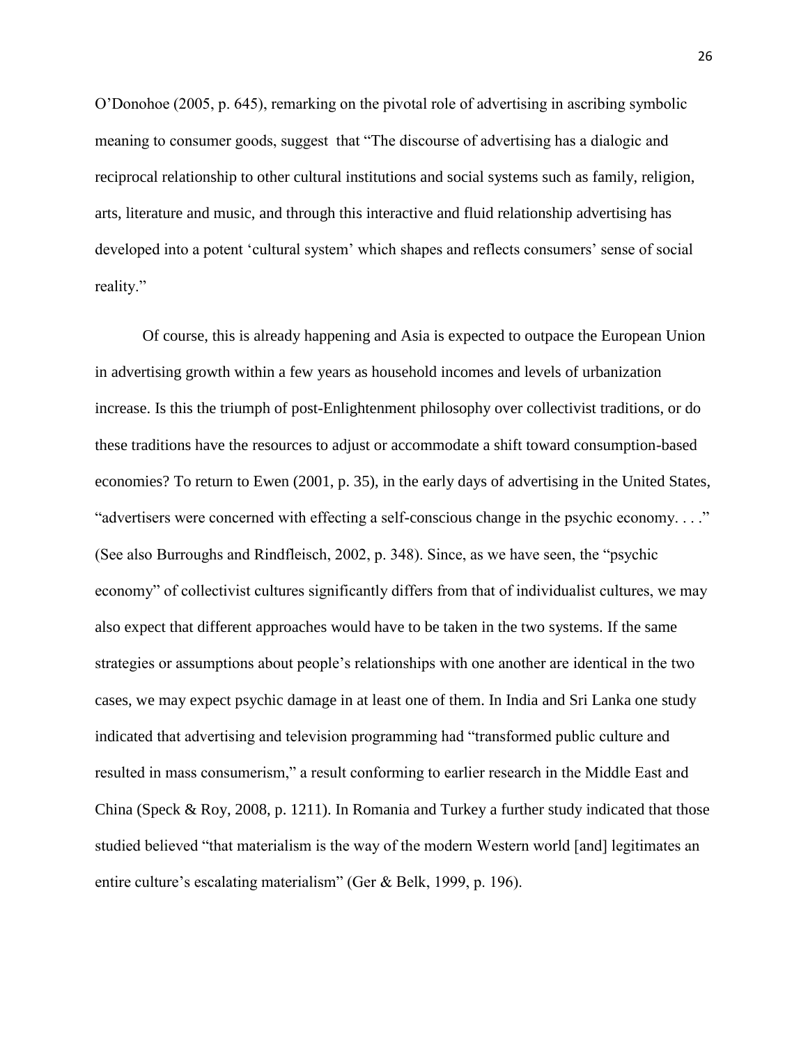O'Donohoe (2005, p. 645), remarking on the pivotal role of advertising in ascribing symbolic meaning to consumer goods, suggest that "The discourse of advertising has a dialogic and reciprocal relationship to other cultural institutions and social systems such as family, religion, arts, literature and music, and through this interactive and fluid relationship advertising has developed into a potent 'cultural system' which shapes and reflects consumers' sense of social reality."

Of course, this is already happening and Asia is expected to outpace the European Union in advertising growth within a few years as household incomes and levels of urbanization increase. Is this the triumph of post-Enlightenment philosophy over collectivist traditions, or do these traditions have the resources to adjust or accommodate a shift toward consumption-based economies? To return to Ewen (2001, p. 35), in the early days of advertising in the United States, "advertisers were concerned with effecting a self-conscious change in the psychic economy. . . ." (See also Burroughs and Rindfleisch, 2002, p. 348). Since, as we have seen, the "psychic economy" of collectivist cultures significantly differs from that of individualist cultures, we may also expect that different approaches would have to be taken in the two systems. If the same strategies or assumptions about people's relationships with one another are identical in the two cases, we may expect psychic damage in at least one of them. In India and Sri Lanka one study indicated that advertising and television programming had "transformed public culture and resulted in mass consumerism," a result conforming to earlier research in the Middle East and China (Speck & Roy, 2008, p. 1211). In Romania and Turkey a further study indicated that those studied believed "that materialism is the way of the modern Western world [and] legitimates an entire culture's escalating materialism" (Ger & Belk, 1999, p. 196).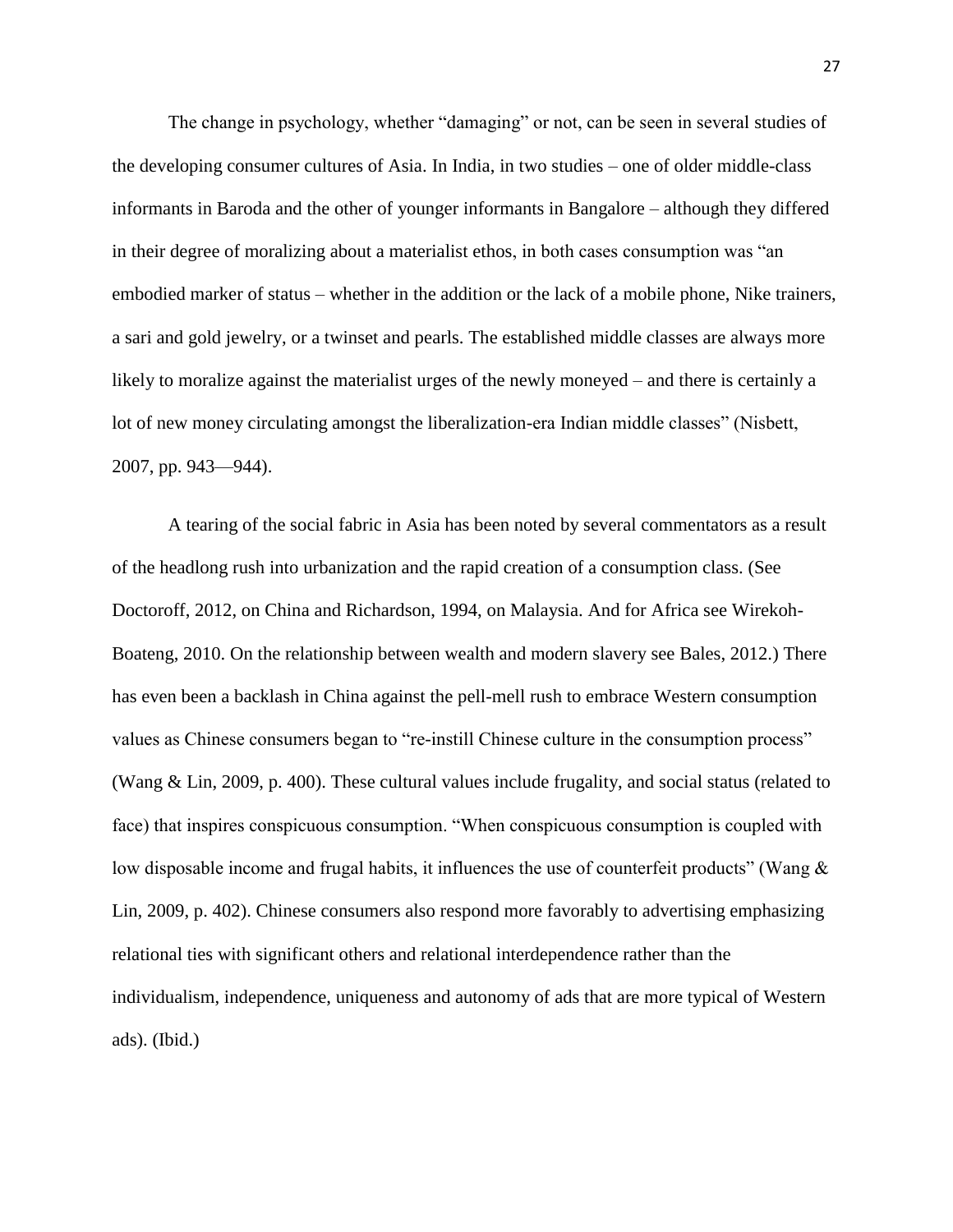The change in psychology, whether "damaging" or not, can be seen in several studies of the developing consumer cultures of Asia. In India, in two studies – one of older middle-class informants in Baroda and the other of younger informants in Bangalore – although they differed in their degree of moralizing about a materialist ethos, in both cases consumption was "an embodied marker of status – whether in the addition or the lack of a mobile phone, Nike trainers, a sari and gold jewelry, or a twinset and pearls. The established middle classes are always more likely to moralize against the materialist urges of the newly moneyed – and there is certainly a lot of new money circulating amongst the liberalization-era Indian middle classes" (Nisbett, 2007, pp. 943—944).

A tearing of the social fabric in Asia has been noted by several commentators as a result of the headlong rush into urbanization and the rapid creation of a consumption class. (See Doctoroff, 2012, on China and Richardson, 1994, on Malaysia. And for Africa see Wirekoh-Boateng, 2010. On the relationship between wealth and modern slavery see Bales, 2012.) There has even been a backlash in China against the pell-mell rush to embrace Western consumption values as Chinese consumers began to "re-instill Chinese culture in the consumption process" (Wang & Lin, 2009, p. 400). These cultural values include frugality, and social status (related to face) that inspires conspicuous consumption. "When conspicuous consumption is coupled with low disposable income and frugal habits, it influences the use of counterfeit products" (Wang & Lin, 2009, p. 402). Chinese consumers also respond more favorably to advertising emphasizing relational ties with significant others and relational interdependence rather than the individualism, independence, uniqueness and autonomy of ads that are more typical of Western ads). (Ibid.)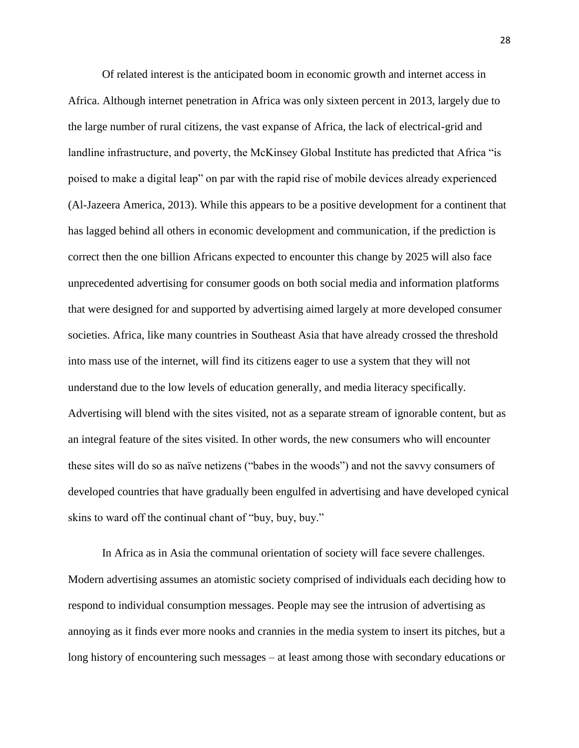Of related interest is the anticipated boom in economic growth and internet access in Africa. Although internet penetration in Africa was only sixteen percent in 2013, largely due to the large number of rural citizens, the vast expanse of Africa, the lack of electrical-grid and landline infrastructure, and poverty, the McKinsey Global Institute has predicted that Africa "is poised to make a digital leap" on par with the rapid rise of mobile devices already experienced (Al-Jazeera America, 2013). While this appears to be a positive development for a continent that has lagged behind all others in economic development and communication, if the prediction is correct then the one billion Africans expected to encounter this change by 2025 will also face unprecedented advertising for consumer goods on both social media and information platforms that were designed for and supported by advertising aimed largely at more developed consumer societies. Africa, like many countries in Southeast Asia that have already crossed the threshold into mass use of the internet, will find its citizens eager to use a system that they will not understand due to the low levels of education generally, and media literacy specifically. Advertising will blend with the sites visited, not as a separate stream of ignorable content, but as an integral feature of the sites visited. In other words, the new consumers who will encounter these sites will do so as naïve netizens ("babes in the woods") and not the savvy consumers of developed countries that have gradually been engulfed in advertising and have developed cynical skins to ward off the continual chant of "buy, buy, buy."

In Africa as in Asia the communal orientation of society will face severe challenges. Modern advertising assumes an atomistic society comprised of individuals each deciding how to respond to individual consumption messages. People may see the intrusion of advertising as annoying as it finds ever more nooks and crannies in the media system to insert its pitches, but a long history of encountering such messages – at least among those with secondary educations or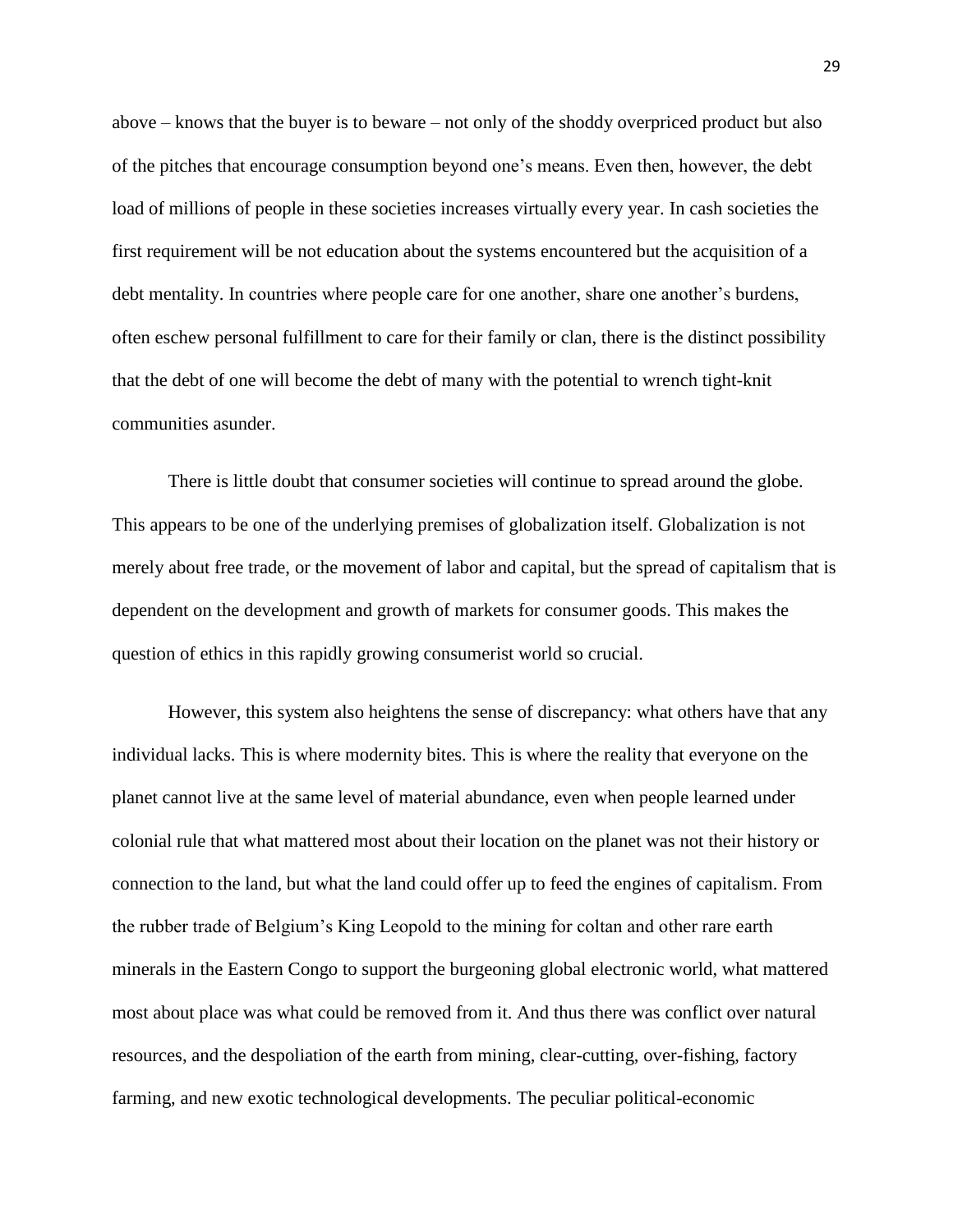above – knows that the buyer is to beware – not only of the shoddy overpriced product but also of the pitches that encourage consumption beyond one's means. Even then, however, the debt load of millions of people in these societies increases virtually every year. In cash societies the first requirement will be not education about the systems encountered but the acquisition of a debt mentality. In countries where people care for one another, share one another's burdens, often eschew personal fulfillment to care for their family or clan, there is the distinct possibility that the debt of one will become the debt of many with the potential to wrench tight-knit communities asunder.

There is little doubt that consumer societies will continue to spread around the globe. This appears to be one of the underlying premises of globalization itself. Globalization is not merely about free trade, or the movement of labor and capital, but the spread of capitalism that is dependent on the development and growth of markets for consumer goods. This makes the question of ethics in this rapidly growing consumerist world so crucial.

However, this system also heightens the sense of discrepancy: what others have that any individual lacks. This is where modernity bites. This is where the reality that everyone on the planet cannot live at the same level of material abundance, even when people learned under colonial rule that what mattered most about their location on the planet was not their history or connection to the land, but what the land could offer up to feed the engines of capitalism. From the rubber trade of Belgium's King Leopold to the mining for coltan and other rare earth minerals in the Eastern Congo to support the burgeoning global electronic world, what mattered most about place was what could be removed from it. And thus there was conflict over natural resources, and the despoliation of the earth from mining, clear-cutting, over-fishing, factory farming, and new exotic technological developments. The peculiar political-economic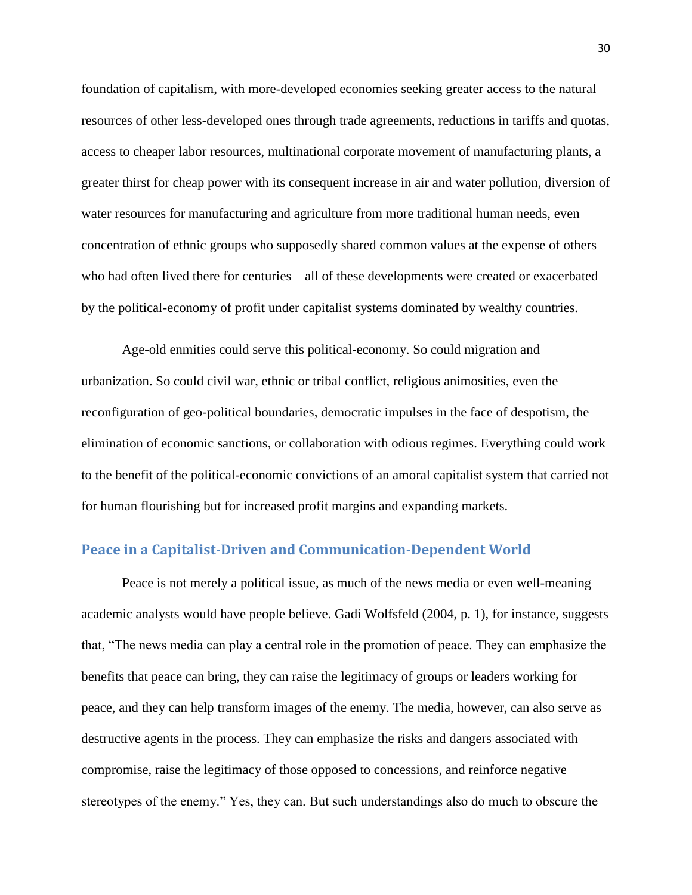foundation of capitalism, with more-developed economies seeking greater access to the natural resources of other less-developed ones through trade agreements, reductions in tariffs and quotas, access to cheaper labor resources, multinational corporate movement of manufacturing plants, a greater thirst for cheap power with its consequent increase in air and water pollution, diversion of water resources for manufacturing and agriculture from more traditional human needs, even concentration of ethnic groups who supposedly shared common values at the expense of others who had often lived there for centuries – all of these developments were created or exacerbated by the political-economy of profit under capitalist systems dominated by wealthy countries.

Age-old enmities could serve this political-economy. So could migration and urbanization. So could civil war, ethnic or tribal conflict, religious animosities, even the reconfiguration of geo-political boundaries, democratic impulses in the face of despotism, the elimination of economic sanctions, or collaboration with odious regimes. Everything could work to the benefit of the political-economic convictions of an amoral capitalist system that carried not for human flourishing but for increased profit margins and expanding markets.

## Peace in a Capitalist-Driven and Communication-Dependent World

Peace is not merely a political issue, as much of the news media or even well-meaning academic analysts would have people believe. Gadi Wolfsfeld (2004, p. 1), for instance, suggests that, "The news media can play a central role in the promotion of peace. They can emphasize the benefits that peace can bring, they can raise the legitimacy of groups or leaders working for peace, and they can help transform images of the enemy. The media, however, can also serve as destructive agents in the process. They can emphasize the risks and dangers associated with compromise, raise the legitimacy of those opposed to concessions, and reinforce negative stereotypes of the enemy." Yes, they can. But such understandings also do much to obscure the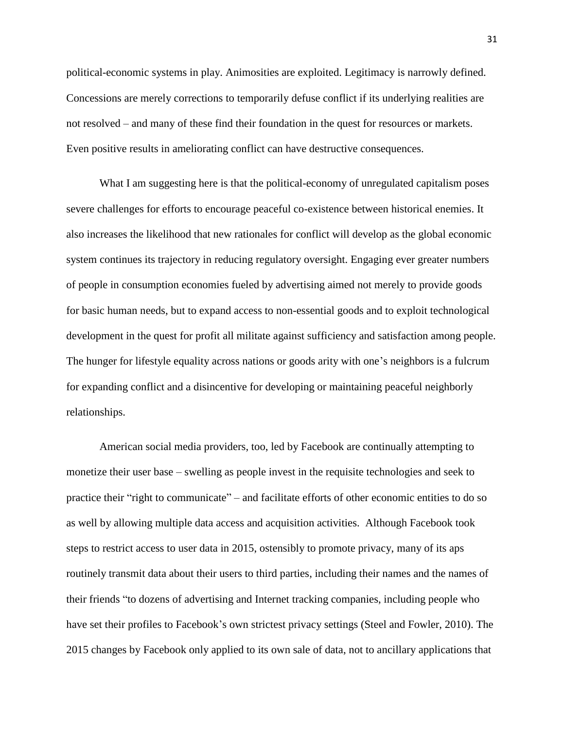political-economic systems in play. Animosities are exploited. Legitimacy is narrowly defined. Concessions are merely corrections to temporarily defuse conflict if its underlying realities are not resolved – and many of these find their foundation in the quest for resources or markets. Even positive results in ameliorating conflict can have destructive consequences.

What I am suggesting here is that the political-economy of unregulated capitalism poses severe challenges for efforts to encourage peaceful co-existence between historical enemies. It also increases the likelihood that new rationales for conflict will develop as the global economic system continues its trajectory in reducing regulatory oversight. Engaging ever greater numbers of people in consumption economies fueled by advertising aimed not merely to provide goods for basic human needs, but to expand access to non-essential goods and to exploit technological development in the quest for profit all militate against sufficiency and satisfaction among people. The hunger for lifestyle equality across nations or goods arity with one's neighbors is a fulcrum for expanding conflict and a disincentive for developing or maintaining peaceful neighborly relationships.

American social media providers, too, led by Facebook are continually attempting to monetize their user base – swelling as people invest in the requisite technologies and seek to practice their "right to communicate" – and facilitate efforts of other economic entities to do so as well by allowing multiple data access and acquisition activities. Although Facebook took steps to restrict access to user data in 2015, ostensibly to promote privacy, many of its aps routinely transmit data about their users to third parties, including their names and the names of their friends "to dozens of advertising and Internet tracking companies, including people who have set their profiles to Facebook's own strictest privacy settings (Steel and Fowler, 2010). The 2015 changes by Facebook only applied to its own sale of data, not to ancillary applications that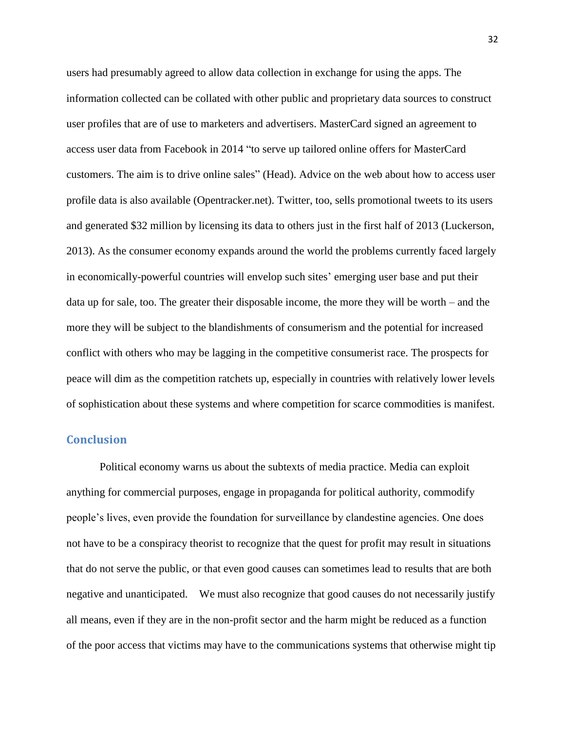users had presumably agreed to allow data collection in exchange for using the apps. The information collected can be collated with other public and proprietary data sources to construct user profiles that are of use to marketers and advertisers. MasterCard signed an agreement to access user data from Facebook in 2014 "to serve up tailored online offers for MasterCard customers. The aim is to drive online sales" (Head). Advice on the web about how to access user profile data is also available (Opentracker.net). Twitter, too, sells promotional tweets to its users and generated $32 million by licensing its data to others just in the first half of 2013 (Luckerson, 2013). As the consumer economy expands around the world the problems currently faced largely in economically-powerful countries will envelop such sites' emerging user base and put their data up for sale, too. The greater their disposable income, the more they will be worth – and the more they will be subject to the blandishments of consumerism and the potential for increased conflict with others who may be lagging in the competitive consumerist race. The prospects for peace will dim as the competition ratchets up, especially in countries with relatively lower levels of sophistication about these systems and where competition for scarce commodities is manifest.

## Conclusion

Political economy warns us about the subtexts of media practice. Media can exploit anything for commercial purposes, engage in propaganda for political authority, commodify people's lives, even provide the foundation for surveillance by clandestine agencies. One does not have to be a conspiracy theorist to recognize that the quest for profit may result in situations that do not serve the public, or that even good causes can sometimes lead to results that are both negative and unanticipated. We must also recognize that good causes do not necessarily justify all means, even if they are in the non-profit sector and the harm might be reduced as a function of the poor access that victims may have to the communications systems that otherwise might tip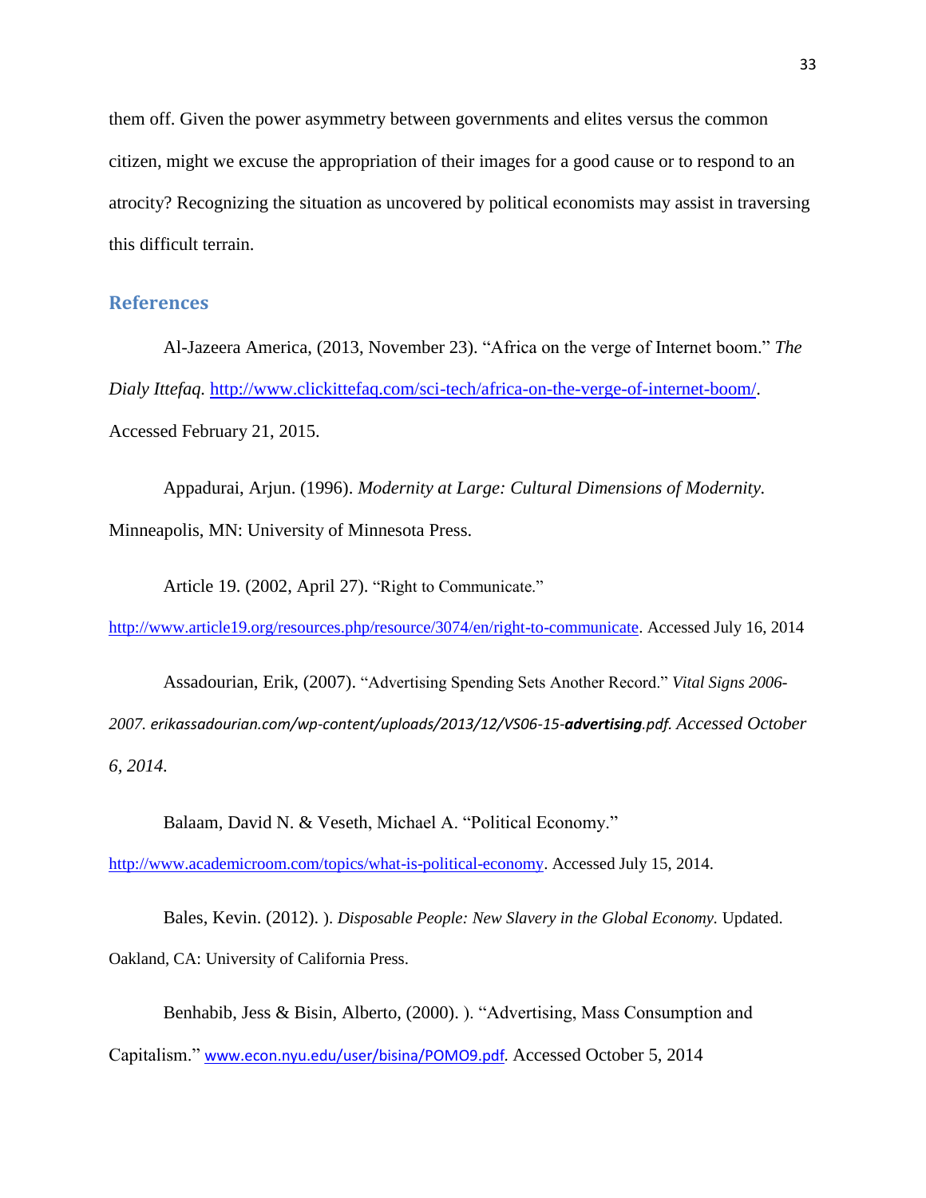them off. Given the power asymmetry between governments and elites versus the common citizen, might we excuse the appropriation of their images for a good cause or to respond to an atrocity? Recognizing the situation as uncovered by political economists may assist in traversing this difficult terrain.

## References

Al-Jazeera America, (2013, November 23). "Africa on the verge of Internet boom." *The Dialy Ittefaq.* http://www.clickittefaq.com/sci-tech/africa-on-the-verge-of-internet-boom/. Accessed February 21, 2015.

Appadurai, Arjun. (1996). *Modernity at Large: Cultural Dimensions of Modernity.* Minneapolis, MN: University of Minnesota Press.

Article 19. (2002, April 27). "Right to Communicate." http://www.article19.org/resources.php/resource/3074/en/right-to-communicate. Accessed July 16, 2014

Assadourian, Erik, (2007). "Advertising Spending Sets Another Record." *Vital Signs 2006-2007. erikassadourian.com/wp-content/uploads/2013/12/VS06-15-**advertising**.pdf. Accessed October 6, 2014.*

Balaam, David N. & Veseth, Michael A. "Political Economy." http://www.academicroom.com/topics/what-is-political-economy. Accessed July 15, 2014.

Bales, Kevin. (2012). ). *Disposable People: New Slavery in the Global Economy.* Updated. Oakland, CA: University of California Press.

Benhabib, Jess & Bisin, Alberto, (2000). ). "Advertising, Mass Consumption and Capitalism." www.econ.nyu.edu/user/bisina/POMO9.pdf. Accessed October 5, 2014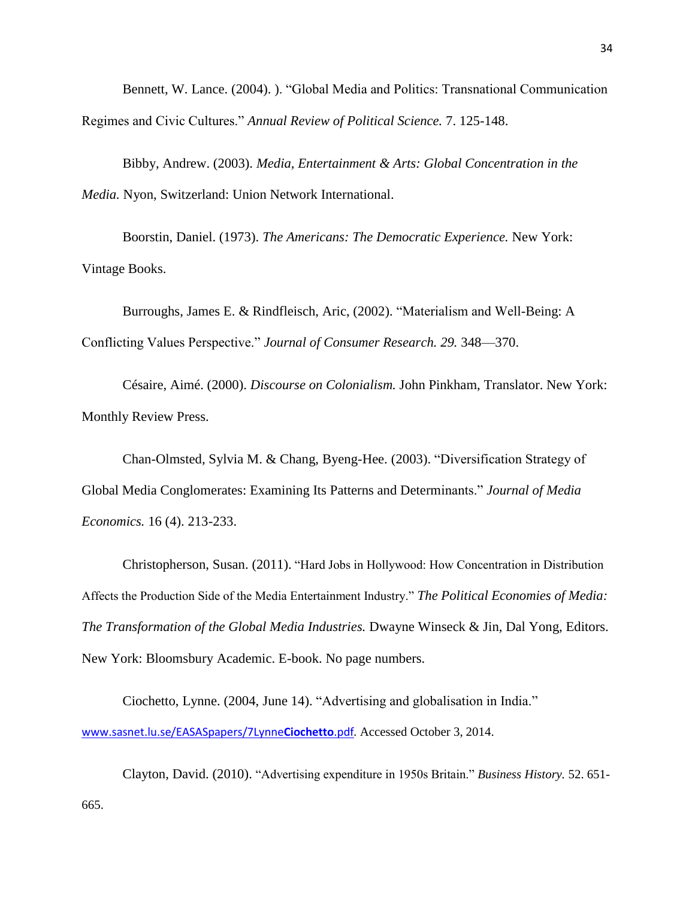Bennett, W. Lance. (2004). ). "Global Media and Politics: Transnational Communication Regimes and Civic Cultures." *Annual Review of Political Science.* 7. 125-148.

Bibby, Andrew. (2003). *Media, Entertainment & Arts: Global Concentration in the Media.* Nyon, Switzerland: Union Network International.

Boorstin, Daniel. (1973). *The Americans: The Democratic Experience.* New York: Vintage Books.

Burroughs, James E. & Rindfleisch, Aric, (2002). "Materialism and Well-Being: A Conflicting Values Perspective." *Journal of Consumer Research. 29.* 348—370.

Césaire, Aimé. (2000). *Discourse on Colonialism.* John Pinkham, Translator. New York: Monthly Review Press.

Chan-Olmsted, Sylvia M. & Chang, Byeng-Hee. (2003). "Diversification Strategy of Global Media Conglomerates: Examining Its Patterns and Determinants." *Journal of Media Economics.* 16 (4). 213-233.

Christopherson, Susan. (2011). "Hard Jobs in Hollywood: How Concentration in Distribution Affects the Production Side of the Media Entertainment Industry." *The Political Economies of Media: The Transformation of the Global Media Industries.* Dwayne Winseck & Jin, Dal Yong, Editors. New York: Bloomsbury Academic. E-book. No page numbers.

Ciochetto, Lynne. (2004, June 14). "Advertising and globalisation in India." www.sasnet.lu.se/EASASpapers/7Lynne**Ciochetto**.pdf. Accessed October 3, 2014.

Clayton, David. (2010). "Advertising expenditure in 1950s Britain." *Business History.* 52. 651-665.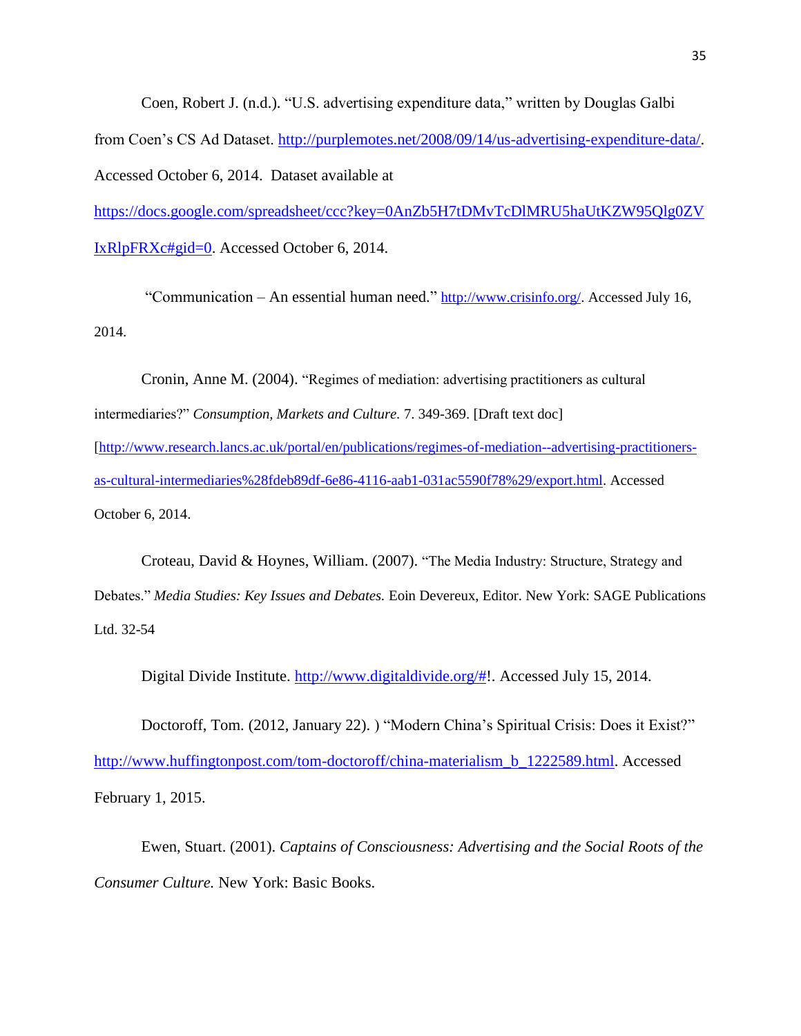Coen, Robert J. (n.d.). "U.S. advertising expenditure data," written by Douglas Galbi from Coen's CS Ad Dataset. http://purplemotes.net/2008/09/14/us-advertising-expenditure-data/. Accessed October 6, 2014. Dataset available at https://docs.google.com/spreadsheet/ccc?key=0AnZb5H7tDMvTcDlMRU5haUtKZW95Qlg0ZVIxRlpFRXc#gid=0. Accessed October 6, 2014.

"Communication – An essential human need." http://www.crisinfo.org/. Accessed July 16, 2014.

Cronin, Anne M. (2004). "Regimes of mediation: advertising practitioners as cultural intermediaries?" *Consumption, Markets and Culture.* 7. 349-369. [Draft text doc] [http://www.research.lancs.ac.uk/portal/en/publications/regimes-of-mediation--advertising-practitioners-as-cultural-intermediaries%28fdeb89df-6e86-4116-aab1-031ac5590f78%29/export.html. Accessed October 6, 2014.

Croteau, David & Hoynes, William. (2007). "The Media Industry: Structure, Strategy and Debates." *Media Studies: Key Issues and Debates.* Eoin Devereux, Editor. New York: SAGE Publications Ltd. 32-54

Digital Divide Institute. http://www.digitaldivide.org/#!. Accessed July 15, 2014.

Doctoroff, Tom. (2012, January 22). ) "Modern China's Spiritual Crisis: Does it Exist?" http://www.huffingtonpost.com/tom-doctoroff/china-materialism_b_1222589.html. Accessed February 1, 2015.

Ewen, Stuart. (2001). *Captains of Consciousness: Advertising and the Social Roots of the Consumer Culture.* New York: Basic Books.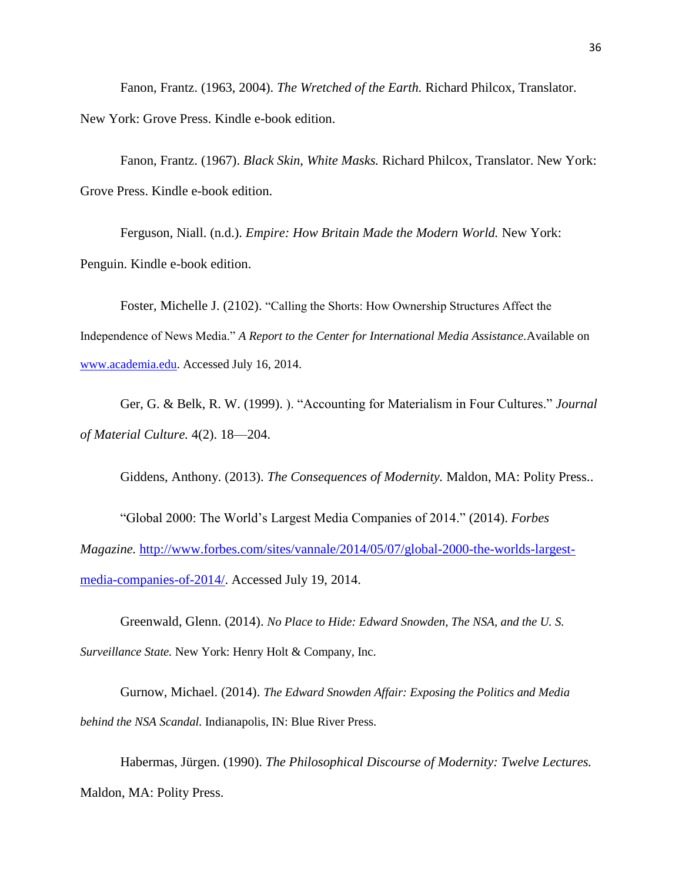Fanon, Frantz. (1963, 2004). *The Wretched of the Earth.* Richard Philcox, Translator. New York: Grove Press. Kindle e-book edition.

Fanon, Frantz. (1967). *Black Skin, White Masks.* Richard Philcox, Translator. New York: Grove Press. Kindle e-book edition.

Ferguson, Niall. (n.d.). *Empire: How Britain Made the Modern World.* New York: Penguin. Kindle e-book edition.

Foster, Michelle J. (2102). "Calling the Shorts: How Ownership Structures Affect the Independence of News Media." *A Report to the Center for International Media Assistance*.Available on [www.academia.edu](www.academia.edu). Accessed July 16, 2014.

Ger, G. & Belk, R. W. (1999). ). "Accounting for Materialism in Four Cultures." *Journal of Material Culture.* 4(2). 18—204.

Giddens, Anthony. (2013). *The Consequences of Modernity.* Maldon, MA: Polity Press..

"Global 2000: The World's Largest Media Companies of 2014." (2014). *Forbes Magazine.* [http://www.forbes.com/sites/vannale/2014/05/07/global-2000-the-worlds-largest-media-companies-of-2014/](http://www.forbes.com/sites/vannale/2014/05/07/global-2000-the-worlds-largest-media-companies-of-2014/). Accessed July 19, 2014.

Greenwald, Glenn. (2014). *No Place to Hide: Edward Snowden, The NSA, and the U. S. Surveillance State.* New York: Henry Holt & Company, Inc.

Gurnow, Michael. (2014). *The Edward Snowden Affair: Exposing the Politics and Media behind the NSA Scandal.* Indianapolis, IN: Blue River Press.

Habermas, Jürgen. (1990). *The Philosophical Discourse of Modernity: Twelve Lectures.* Maldon, MA: Polity Press.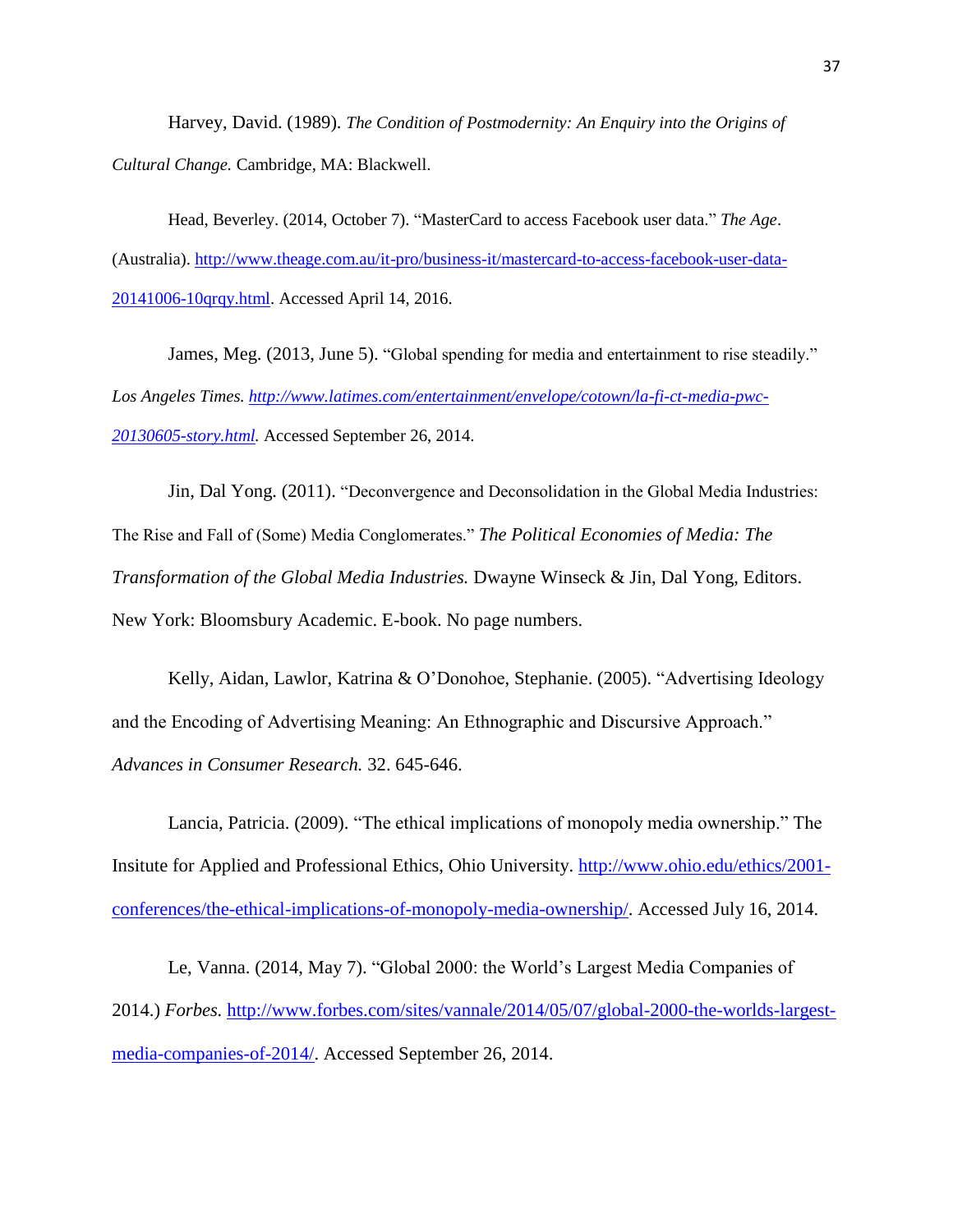Harvey, David. (1989). *The Condition of Postmodernity: An Enquiry into the Origins of Cultural Change.* Cambridge, MA: Blackwell.

Head, Beverley. (2014, October 7). "MasterCard to access Facebook user data." *The Age*. (Australia). http://www.theage.com.au/it-pro/business-it/mastercard-to-access-facebook-user-data-20141006-10qrqy.html. Accessed April 14, 2016.

James, Meg. (2013, June 5). "Global spending for media and entertainment to rise steadily." *Los Angeles Times. http://www.latimes.com/entertainment/envelope/cotown/la-fi-ct-media-pwc-20130605-story.html.* Accessed September 26, 2014.

Jin, Dal Yong. (2011). "Deconvergence and Deconsolidation in the Global Media Industries: The Rise and Fall of (Some) Media Conglomerates." *The Political Economies of Media: The Transformation of the Global Media Industries.* Dwayne Winseck & Jin, Dal Yong, Editors. New York: Bloomsbury Academic. E-book. No page numbers.

Kelly, Aidan, Lawlor, Katrina & O'Donohoe, Stephanie. (2005). "Advertising Ideology and the Encoding of Advertising Meaning: An Ethnographic and Discursive Approach." *Advances in Consumer Research.* 32. 645-646.

Lancia, Patricia. (2009). "The ethical implications of monopoly media ownership." The Insitute for Applied and Professional Ethics, Ohio University. http://www.ohio.edu/ethics/2001-conferences/the-ethical-implications-of-monopoly-media-ownership/. Accessed July 16, 2014.

Le, Vanna. (2014, May 7). "Global 2000: the World's Largest Media Companies of 2014.) *Forbes*. http://www.forbes.com/sites/vannale/2014/05/07/global-2000-the-worlds-largest-media-companies-of-2014/. Accessed September 26, 2014.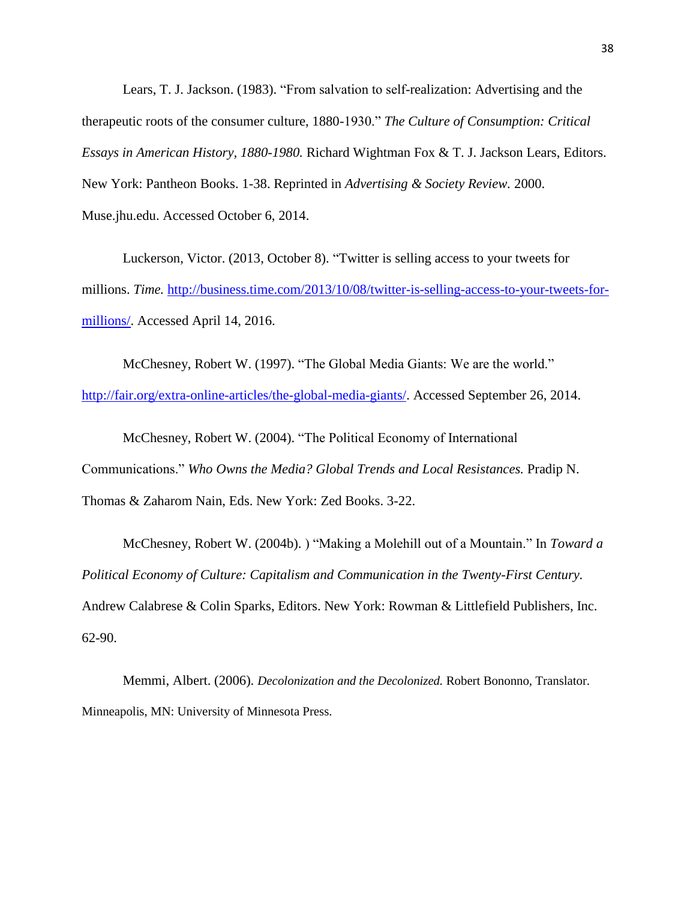Lears, T. J. Jackson. (1983). "From salvation to self-realization: Advertising and the therapeutic roots of the consumer culture, 1880-1930." *The Culture of Consumption: Critical Essays in American History, 1880-1980.* Richard Wightman Fox & T. J. Jackson Lears, Editors. New York: Pantheon Books. 1-38. Reprinted in *Advertising & Society Review.* 2000. Muse.jhu.edu. Accessed October 6, 2014.

Luckerson, Victor. (2013, October 8). "Twitter is selling access to your tweets for millions. *Time.* http://business.time.com/2013/10/08/twitter-is-selling-access-to-your-tweets-for-millions/. Accessed April 14, 2016.

McChesney, Robert W. (1997). "The Global Media Giants: We are the world." http://fair.org/extra-online-articles/the-global-media-giants/. Accessed September 26, 2014.

McChesney, Robert W. (2004). "The Political Economy of International Communications." *Who Owns the Media? Global Trends and Local Resistances.* Pradip N. Thomas & Zaharom Nain, Eds. New York: Zed Books. 3-22.

McChesney, Robert W. (2004b). ) "Making a Molehill out of a Mountain." In *Toward a Political Economy of Culture: Capitalism and Communication in the Twenty-First Century.* Andrew Calabrese & Colin Sparks, Editors. New York: Rowman & Littlefield Publishers, Inc. 62-90.

Memmi, Albert. (2006). *Decolonization and the Decolonized.* Robert Bononno, Translator. Minneapolis, MN: University of Minnesota Press.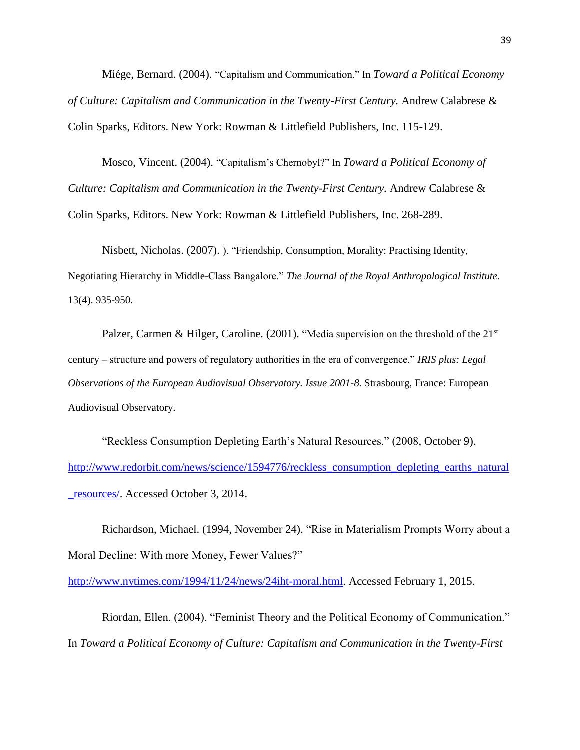Miége, Bernard. (2004). "Capitalism and Communication." In *Toward a Political Economy of Culture: Capitalism and Communication in the Twenty-First Century.* Andrew Calabrese & Colin Sparks, Editors. New York: Rowman & Littlefield Publishers, Inc. 115-129.

Mosco, Vincent. (2004). "Capitalism's Chernobyl?" In *Toward a Political Economy of Culture: Capitalism and Communication in the Twenty-First Century.* Andrew Calabrese & Colin Sparks, Editors. New York: Rowman & Littlefield Publishers, Inc. 268-289.

Nisbett, Nicholas. (2007). ). "Friendship, Consumption, Morality: Practising Identity, Negotiating Hierarchy in Middle-Class Bangalore." *The Journal of the Royal Anthropological Institute.* 13(4). 935-950.

Palzer, Carmen & Hilger, Caroline. (2001). "Media supervision on the threshold of the 21st century – structure and powers of regulatory authorities in the era of convergence." *IRIS plus: Legal Observations of the European Audiovisual Observatory. Issue 2001-8.* Strasbourg, France: European Audiovisual Observatory.

"Reckless Consumption Depleting Earth's Natural Resources." (2008, October 9). http://www.redorbit.com/news/science/1594776/reckless_consumption_depleting_earths_natural_resources/. Accessed October 3, 2014.

Richardson, Michael. (1994, November 24). "Rise in Materialism Prompts Worry about a Moral Decline: With more Money, Fewer Values?" http://www.nytimes.com/1994/11/24/news/24iht-moral.html. Accessed February 1, 2015.

Riordan, Ellen. (2004). "Feminist Theory and the Political Economy of Communication." In *Toward a Political Economy of Culture: Capitalism and Communication in the Twenty-First*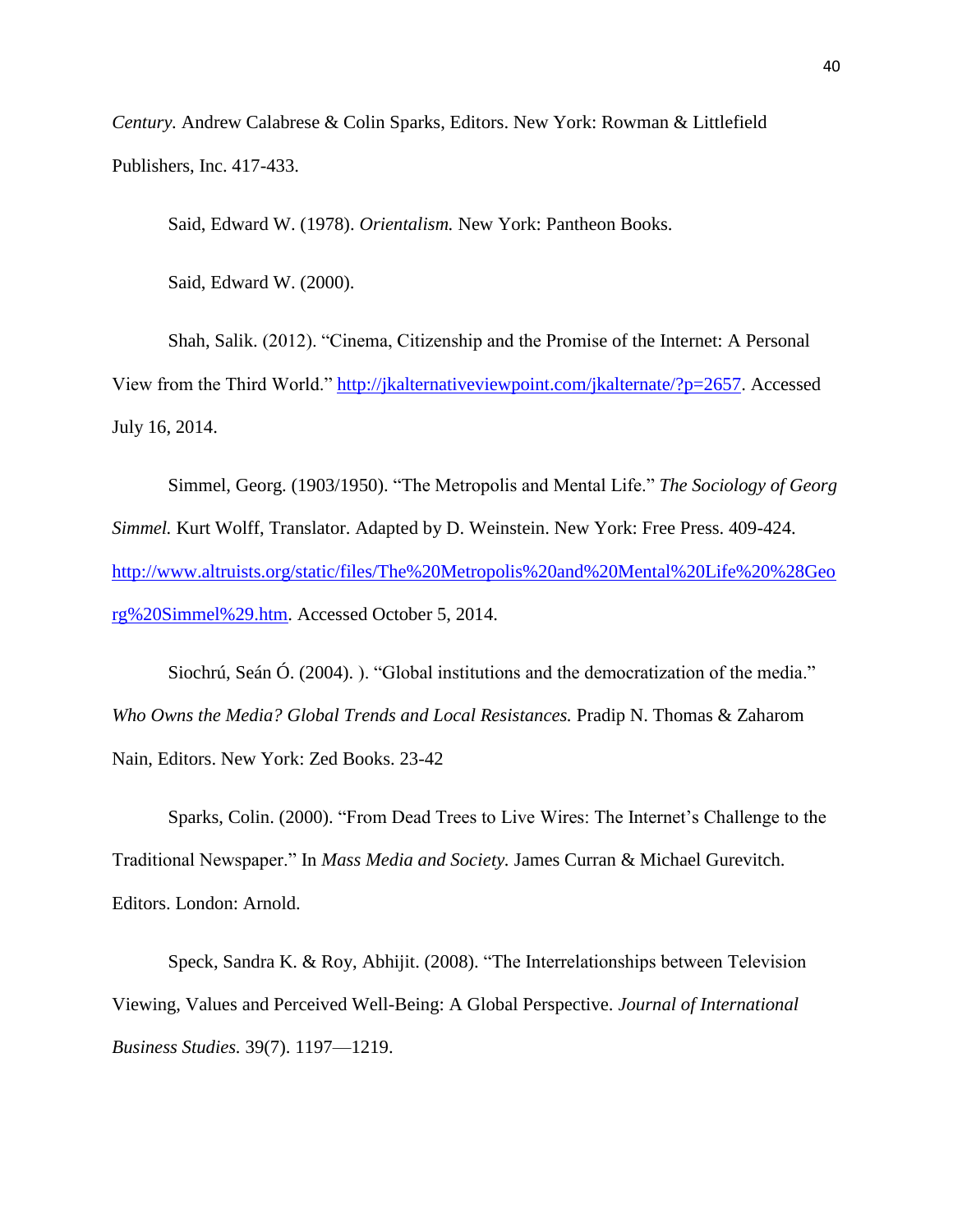*Century.* Andrew Calabrese & Colin Sparks, Editors. New York: Rowman & Littlefield Publishers, Inc. 417-433.

Said, Edward W. (1978). *Orientalism.* New York: Pantheon Books.

Said, Edward W. (2000).

Shah, Salik. (2012). "Cinema, Citizenship and the Promise of the Internet: A Personal View from the Third World." http://jkalternativeviewpoint.com/jkalternate/?p=2657. Accessed July 16, 2014.

Simmel, Georg. (1903/1950). "The Metropolis and Mental Life." *The Sociology of Georg Simmel.* Kurt Wolff, Translator. Adapted by D. Weinstein. New York: Free Press. 409-424. http://www.altruists.org/static/files/The%20Metropolis%20and%20Mental%20Life%20%28Georg%20Simmel%29.htm. Accessed October 5, 2014.

Siochrú, Seán Ó. (2004). ). "Global institutions and the democratization of the media." *Who Owns the Media? Global Trends and Local Resistances.* Pradip N. Thomas & Zaharom Nain, Editors. New York: Zed Books. 23-42

Sparks, Colin. (2000). "From Dead Trees to Live Wires: The Internet's Challenge to the Traditional Newspaper." In *Mass Media and Society.* James Curran & Michael Gurevitch. Editors. London: Arnold.

Speck, Sandra K. & Roy, Abhijit. (2008). "The Interrelationships between Television Viewing, Values and Perceived Well-Being: A Global Perspective. *Journal of International Business Studies.* 39(7). 1197—1219.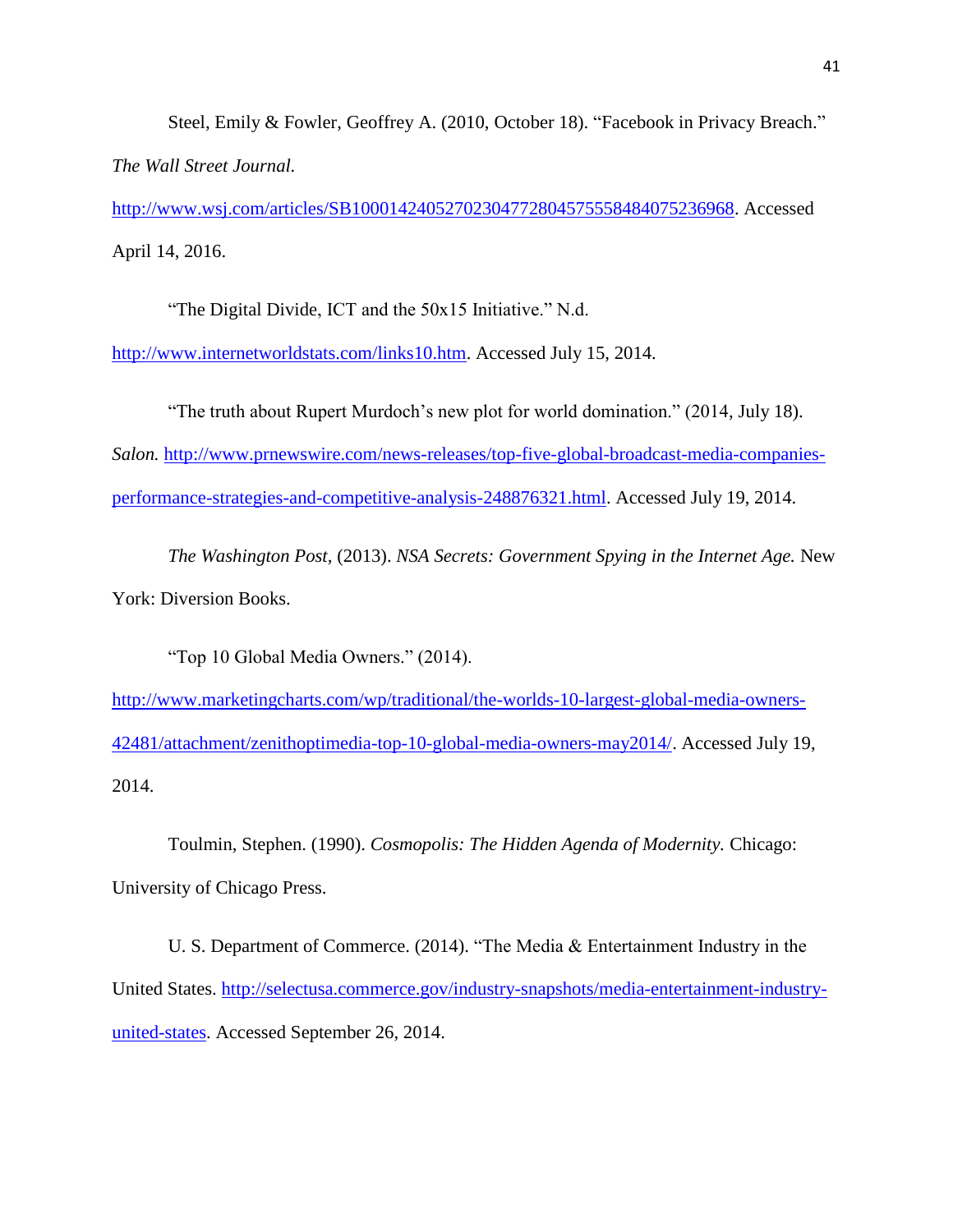Steel, Emily & Fowler, Geoffrey A. (2010, October 18). "Facebook in Privacy Breach." *The Wall Street Journal.* http://www.wsj.com/articles/SB10001424052702304772804575558484075236968. Accessed April 14, 2016.

"The Digital Divide, ICT and the 50x15 Initiative." N.d. http://www.internetworldstats.com/links10.htm. Accessed July 15, 2014.

"The truth about Rupert Murdoch's new plot for world domination." (2014, July 18). *Salon.* http://www.prnewswire.com/news-releases/top-five-global-broadcast-media-companies-performance-strategies-and-competitive-analysis-248876321.html. Accessed July 19, 2014.

*The Washington Post,* (2013). *NSA Secrets: Government Spying in the Internet Age.* New York: Diversion Books.

"Top 10 Global Media Owners." (2014). http://www.marketingcharts.com/wp/traditional/the-worlds-10-largest-global-media-owners-42481/attachment/zenithoptimedia-top-10-global-media-owners-may2014/. Accessed July 19, 2014.

Toulmin, Stephen. (1990). *Cosmopolis: The Hidden Agenda of Modernity.* Chicago: University of Chicago Press.

U. S. Department of Commerce. (2014). "The Media & Entertainment Industry in the United States. http://selectusa.commerce.gov/industry-snapshots/media-entertainment-industry-united-states. Accessed September 26, 2014.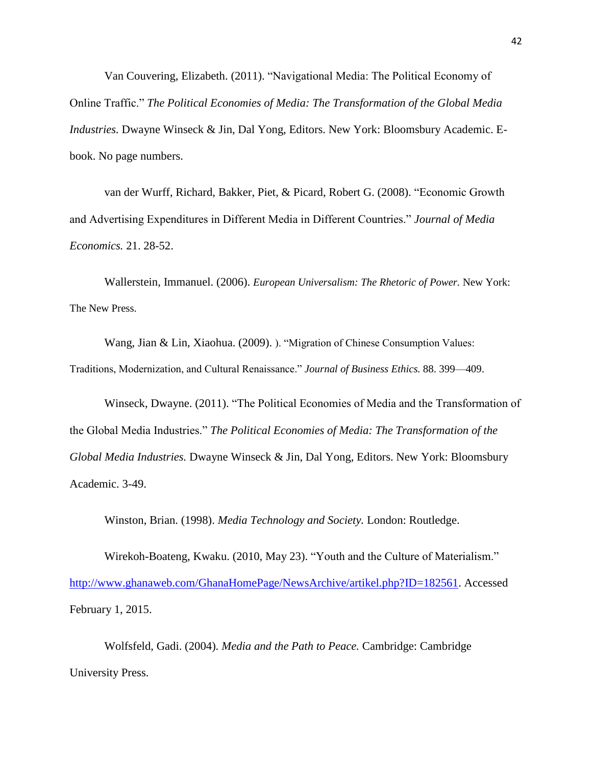Van Couvering, Elizabeth. (2011). "Navigational Media: The Political Economy of Online Traffic." *The Political Economies of Media: The Transformation of the Global Media Industries.* Dwayne Winseck & Jin, Dal Yong, Editors. New York: Bloomsbury Academic. E-book. No page numbers.

van der Wurff, Richard, Bakker, Piet, & Picard, Robert G. (2008). "Economic Growth and Advertising Expenditures in Different Media in Different Countries." *Journal of Media Economics.* 21. 28-52.

Wallerstein, Immanuel. (2006). *European Universalism: The Rhetoric of Power.* New York: The New Press.

Wang, Jian & Lin, Xiaohua. (2009). ). "Migration of Chinese Consumption Values: Traditions, Modernization, and Cultural Renaissance." *Journal of Business Ethics.* 88. 399—409.

Winseck, Dwayne. (2011). "The Political Economies of Media and the Transformation of the Global Media Industries." *The Political Economies of Media: The Transformation of the Global Media Industries.* Dwayne Winseck & Jin, Dal Yong, Editors. New York: Bloomsbury Academic. 3-49.

Winston, Brian. (1998). *Media Technology and Society.* London: Routledge.

Wirekoh-Boateng, Kwaku. (2010, May 23). "Youth and the Culture of Materialism." http://www.ghanaweb.com/GhanaHomePage/NewsArchive/artikel.php?ID=182561. Accessed February 1, 2015.

Wolfsfeld, Gadi. (2004). *Media and the Path to Peace.* Cambridge: Cambridge University Press.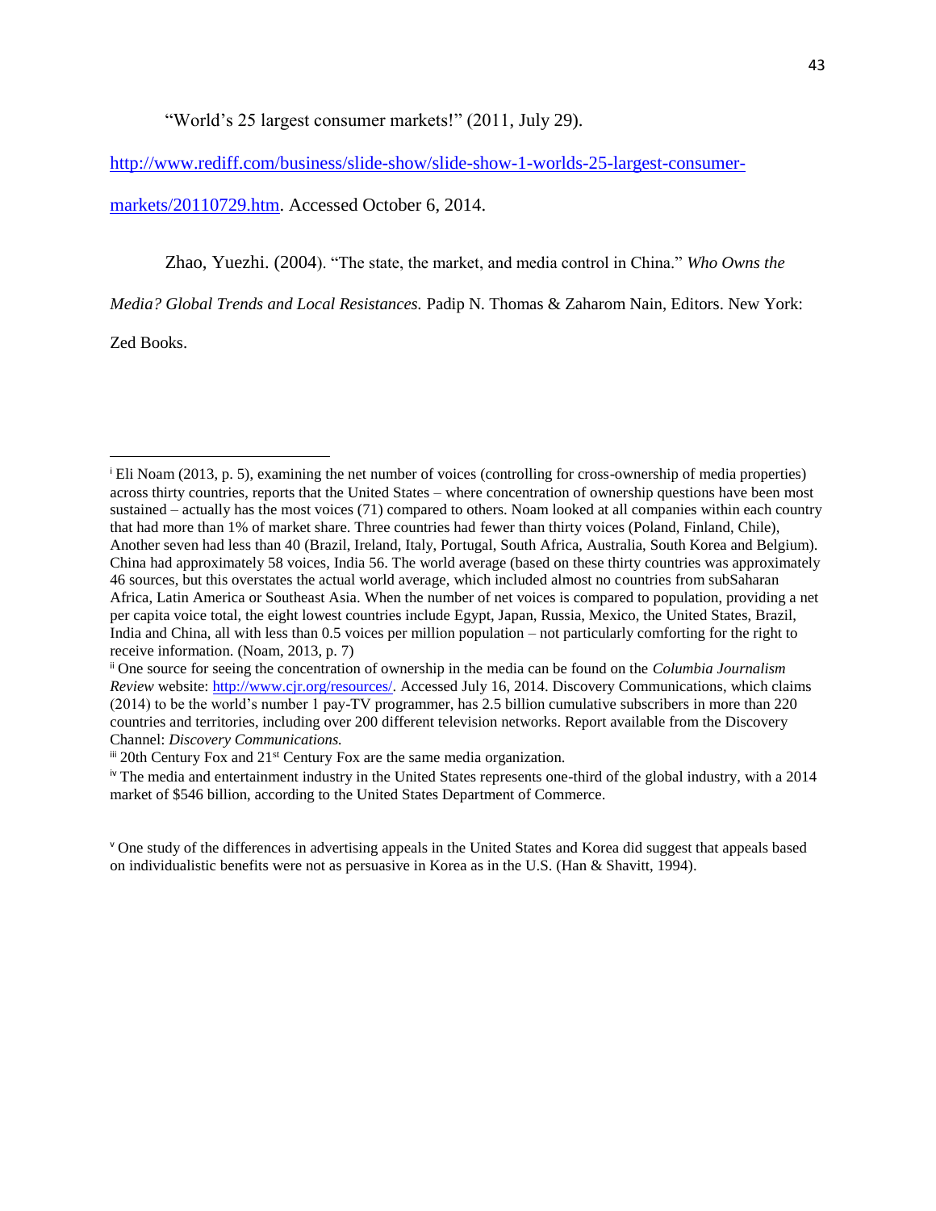"World's 25 largest consumer markets!" (2011, July 29). http://www.rediff.com/business/slide-show/slide-show-1-worlds-25-largest-consumer-markets/20110729.htm. Accessed October 6, 2014.

Zhao, Yuezhi. (2004). "The state, the market, and media control in China." *Who Owns the Media? Global Trends and Local Resistances.* Padip N. Thomas & Zaharom Nain, Editors. New York: Zed Books.

---

[i] Eli Noam (2013, p. 5), examining the net number of voices (controlling for cross-ownership of media properties) across thirty countries, reports that the United States – where concentration of ownership questions have been most sustained – actually has the most voices (71) compared to others. Noam looked at all companies within each country that had more than 1% of market share. Three countries had fewer than thirty voices (Poland, Finland, Chile), Another seven had less than 40 (Brazil, Ireland, Italy, Portugal, South Africa, Australia, South Korea and Belgium). China had approximately 58 voices, India 56. The world average (based on these thirty countries was approximately 46 sources, but this overstates the actual world average, which included almost no countries from subSaharan Africa, Latin America or Southeast Asia. When the number of net voices is compared to population, providing a net per capita voice total, the eight lowest countries include Egypt, Japan, Russia, Mexico, the United States, Brazil, India and China, all with less than 0.5 voices per million population – not particularly comforting for the right to receive information. (Noam, 2013, p. 7)

[ii] One source for seeing the concentration of ownership in the media can be found on the *Columbia Journalism Review* website: http://www.cjr.org/resources/. Accessed July 16, 2014. Discovery Communications, which claims (2014) to be the world's number 1 pay-TV programmer, has 2.5 billion cumulative subscribers in more than 220 countries and territories, including over 200 different television networks. Report available from the Discovery Channel: *Discovery Communications.*

[iii] 20th Century Fox and 21st Century Fox are the same media organization.

[iv] The media and entertainment industry in the United States represents one-third of the global industry, with a 2014 market of $546 billion, according to the United States Department of Commerce.

[v] One study of the differences in advertising appeals in the United States and Korea did suggest that appeals based on individualistic benefits were not as persuasive in Korea as in the U.S. (Han & Shavitt, 1994).